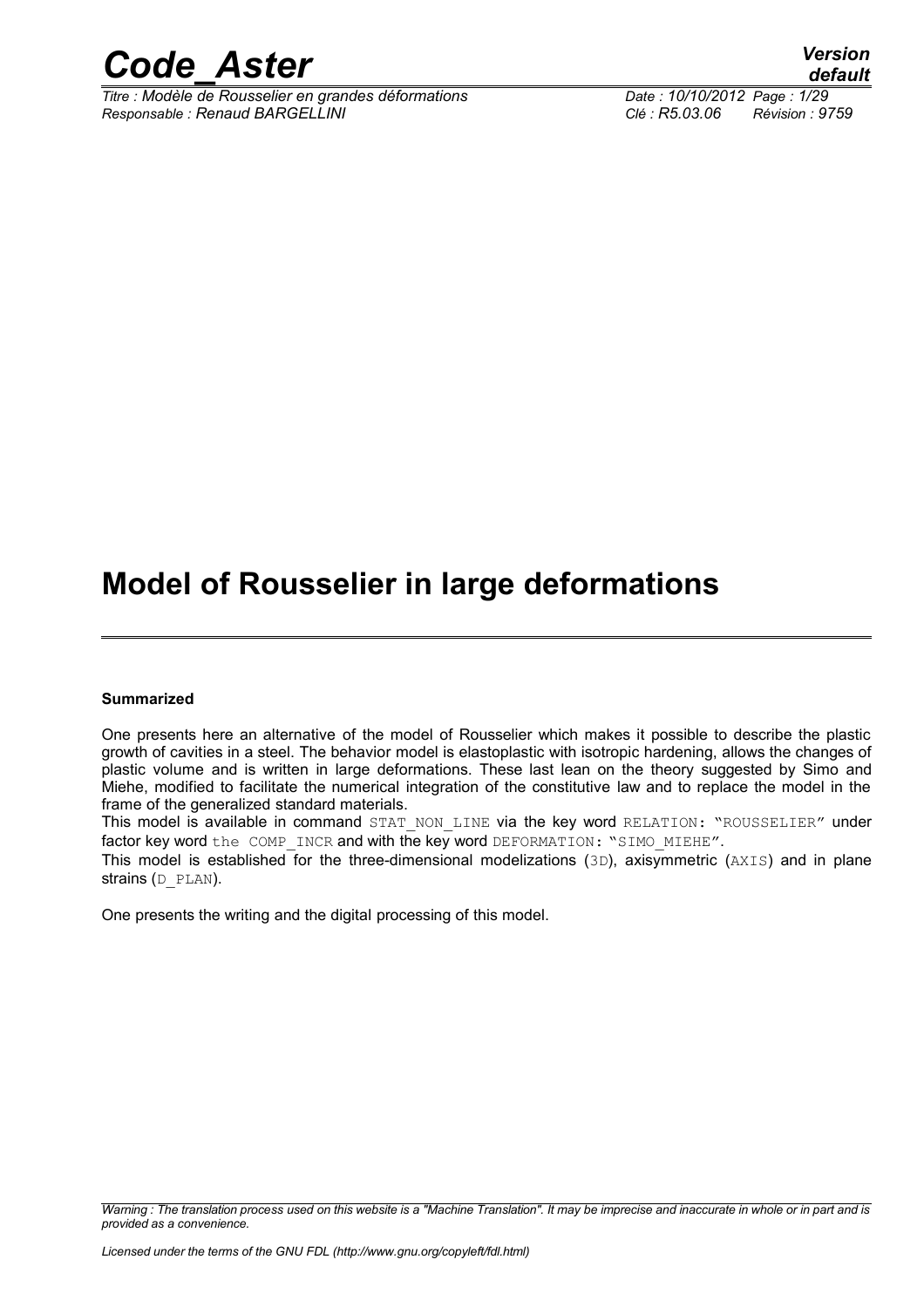# Model of Rousselier in large deformations

**Summarized**

One presents here an alternative of the model of Rousselier which makes it possible to describe the plastic growth of cavities in a steel. The behavior model is elastoplastic with isotropic hardening, allows the changes of plastic volume and is written in large deformations. These last lean on the theory suggested by Simo and Miehe, modified to facilitate the numerical integration of the constitutive law and to replace the model in the frame of the generalized standard materials.

This model is available in command `STAT_NON_LINE` via the key word `RELATION: "ROUSSELIER"` under factor key word `the COMP_INCR` and with the key word `DEFORMATION: "SIMO_MIEHE"`.

This model is established for the three-dimensional modelizations (`3D`), axisymmetric (`AXIS`) and in plane strains (`D_PLAN`).

One presents the writing and the digital processing of this model.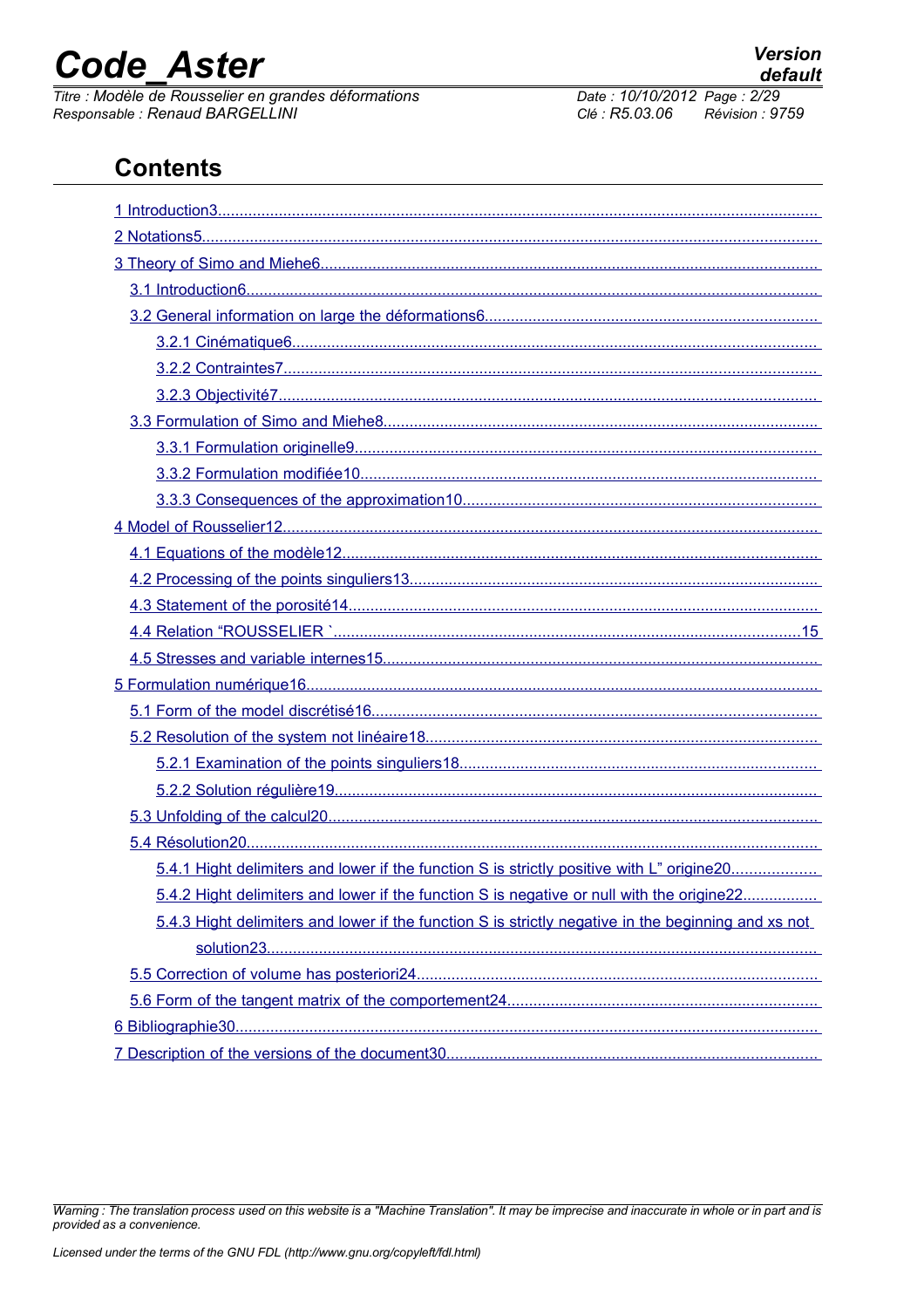# Contents

1 Introduction3

2 Notations5

3 Theory of Simo and Miehe6

- 3.1 Introduction6
- 3.2 General information on large the déformations6
  - 3.2.1 Cinématique6
  - 3.2.2 Contraintes7
  - 3.2.3 Objectivité7
- 3.3 Formulation of Simo and Miehe8
  - 3.3.1 Formulation originelle9
  - 3.3.2 Formulation modifiée10
  - 3.3.3 Consequences of the approximation10

4 Model of Rousselier12

- 4.1 Equations of the modèle12
- 4.2 Processing of the points singuliers13
- 4.3 Statement of the porosité14
- 4.4 Relation “ROUSSELIER `15
- 4.5 Stresses and variable internes15

5 Formulation numérique16

- 5.1 Form of the model discrétisé16
- 5.2 Resolution of the system not linéaire18
  - 5.2.1 Examination of the points singuliers18
  - 5.2.2 Solution régulière19
- 5.3 Unfolding of the calcul20
- 5.4 Résolution20
  - 5.4.1 Hight delimiters and lower if the function S is strictly positive with L” origine20
  - 5.4.2 Hight delimiters and lower if the function S is negative or null with the origine22
  - 5.4.3 Hight delimiters and lower if the function S is strictly negative in the beginning and xs not solution23
- 5.5 Correction of volume has posteriori24
- 5.6 Form of the tangent matrix of the comportement24

6 Bibliographie30

7 Description of the versions of the document30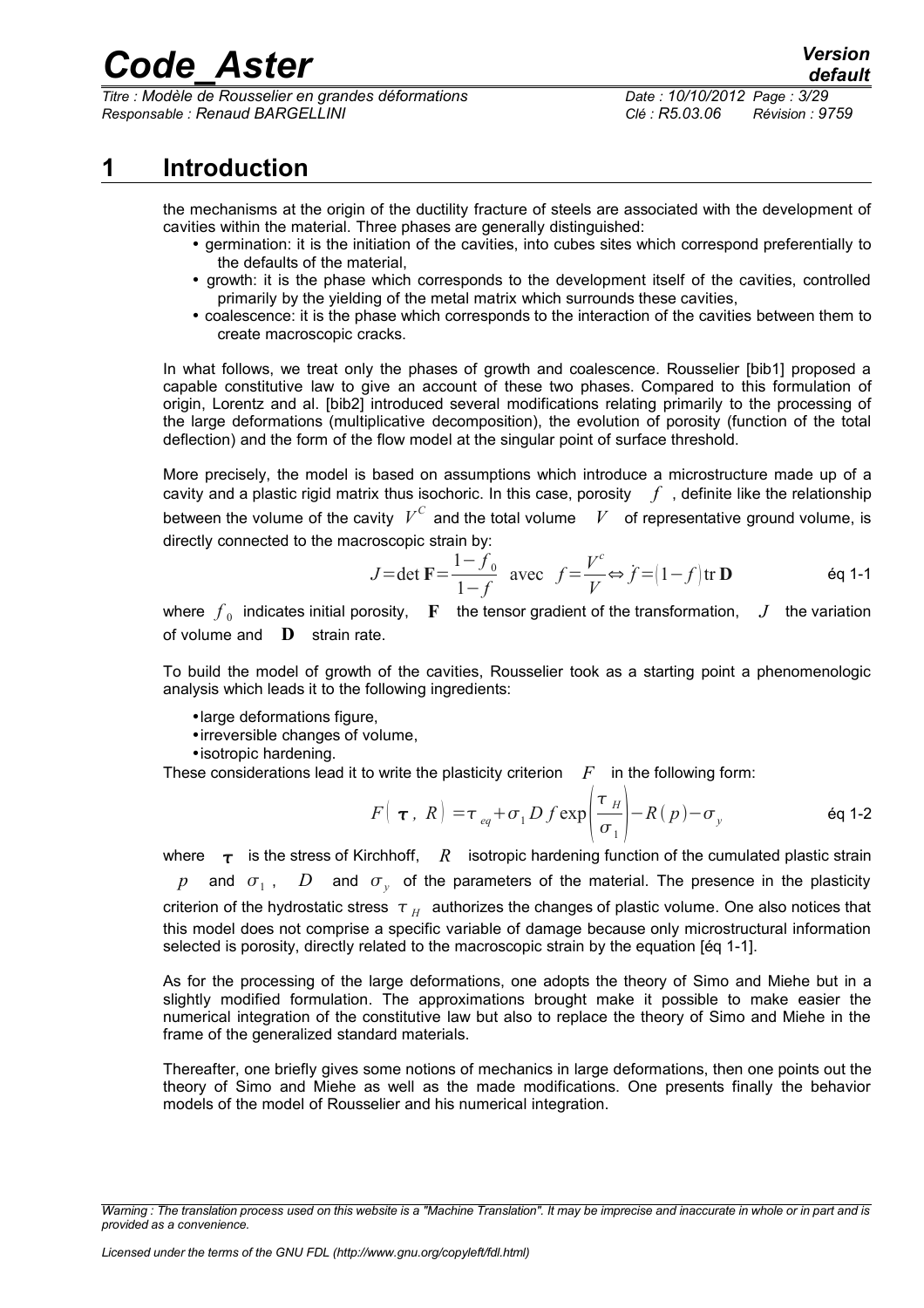# 1 Introduction

the mechanisms at the origin of the ductility fracture of steels are associated with the development of cavities within the material. Three phases are generally distinguished:

- germination: it is the initiation of the cavities, into cubes sites which correspond preferentially to the defaults of the material,
- growth: it is the phase which corresponds to the development itself of the cavities, controlled primarily by the yielding of the metal matrix which surrounds these cavities,
- coalescence: it is the phase which corresponds to the interaction of the cavities between them to create macroscopic cracks.

In what follows, we treat only the phases of growth and coalescence. Rousselier [bib1] proposed a capable constitutive law to give an account of these two phases. Compared to this formulation of origin, Lorentz and al. [bib2] introduced several modifications relating primarily to the processing of the large deformations (multiplicative decomposition), the evolution of porosity (function of the total deflection) and the form of the flow model at the singular point of surface threshold.

More precisely, the model is based on assumptions which introduce a microstructure made up of a cavity and a plastic rigid matrix thus isochoric. In this case, porosity $f$, definite like the relationship between the volume of the cavity $V^C$ and the total volume $V$ of representative ground volume, is directly connected to the macroscopic strain by:

$$J = \det \mathbf{F} = \frac{1-f_0}{1-f} \quad \text{avec} \quad f = \frac{V^c}{V} \Leftrightarrow \dot{f} = (1-f) \operatorname{tr} \mathbf{D} \qquad \text{éq 1-1}$$

where $f_0$ indicates initial porosity, $\mathbf{F}$ the tensor gradient of the transformation, $J$ the variation of volume and $\mathbf{D}$ strain rate.

To build the model of growth of the cavities, Rousselier took as a starting point a phenomenologic analysis which leads it to the following ingredients:

- large deformations figure,
- irreversible changes of volume,
- isotropic hardening.

These considerations lead it to write the plasticity criterion $F$ in the following form:

$$F(\boldsymbol{\tau}, R) = \tau_{eq} + \sigma_1 D f \exp\left(\frac{\tau_H}{\sigma_1}\right) - R(p) - \sigma_y \qquad \text{éq 1-2}$$

where $\boldsymbol{\tau}$ is the stress of Kirchhoff, $R$ isotropic hardening function of the cumulated plastic strain $p$ and $\sigma_1$, $D$ and $\sigma_y$ of the parameters of the material. The presence in the plasticity criterion of the hydrostatic stress $\tau_H$ authorizes the changes of plastic volume. One also notices that this model does not comprise a specific variable of damage because only microstructural information selected is porosity, directly related to the macroscopic strain by the equation [éq 1-1].

As for the processing of the large deformations, one adopts the theory of Simo and Miehe but in a slightly modified formulation. The approximations brought make it possible to make easier the numerical integration of the constitutive law but also to replace the theory of Simo and Miehe in the frame of the generalized standard materials.

Thereafter, one briefly gives some notions of mechanics in large deformations, then one points out the theory of Simo and Miehe as well as the made modifications. One presents finally the behavior models of the model of Rousselier and his numerical integration.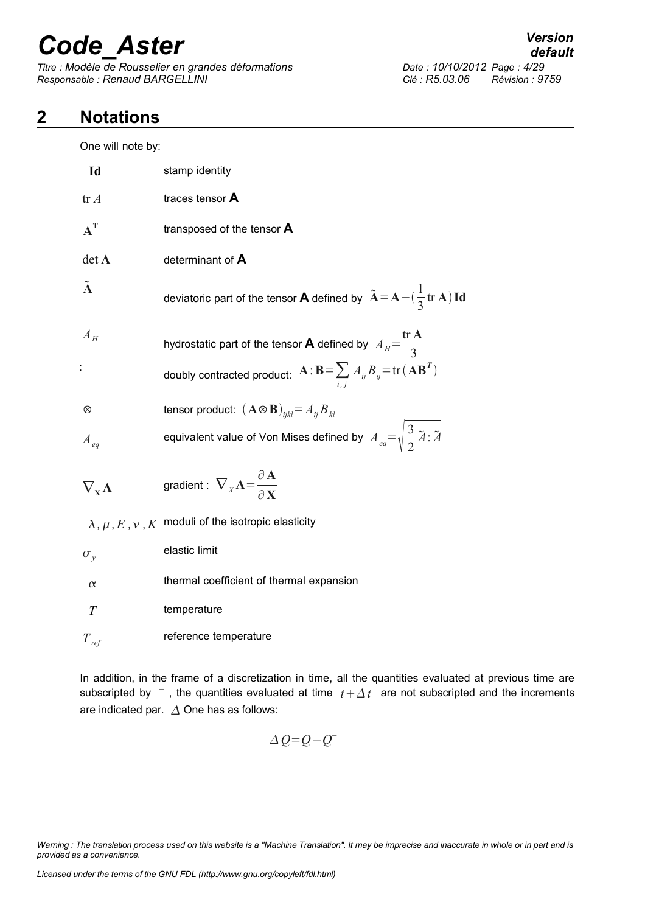## 2 Notations

One will note by:

| | |
|---|---|
| $\mathbf{Id}$ | stamp identity |
| $\operatorname{tr} A$ | traces tensor $\mathbf{A}$ |
| $\mathbf{A}^{\mathbf{T}}$ | transposed of the tensor $\mathbf{A}$ |
| $\det \mathbf{A}$ | determinant of $\mathbf{A}$ |
| $\tilde{\mathbf{A}}$ | deviatoric part of the tensor $\mathbf{A}$ defined by $\tilde{\mathbf{A}}=\mathbf{A}-(\frac{1}{3}\operatorname{tr}\mathbf{A})\mathbf{Id}$ |
| $A_H$ | hydrostatic part of the tensor $\mathbf{A}$ defined by $A_H=\frac{\operatorname{tr}\mathbf{A}}{3}$ |
| $:$ | doubly contracted product: $\mathbf{A}:\mathbf{B}=\sum_{i,j} A_{ij}B_{ij}=\operatorname{tr}(\mathbf{A}\mathbf{B}^T)$ |
| $\otimes$ | tensor product: $(\mathbf{A}\otimes\mathbf{B})_{ijkl}=A_{ij}B_{kl}$ |
| $A_{eq}$ | equivalent value of Von Mises defined by $A_{eq}=\sqrt{\frac{3}{2}\tilde{A}:\tilde{A}}$ |
| $\nabla_{\mathbf{X}}\mathbf{A}$ | gradient : $\nabla_X\mathbf{A}=\frac{\partial\mathbf{A}}{\partial\mathbf{X}}$ |
| $\lambda, \mu, E, \nu, K$ | moduli of the isotropic elasticity |
| $\sigma_y$ | elastic limit |
| $\alpha$ | thermal coefficient of thermal expansion |
| $T$ | temperature |
| $T_{ref}$ | reference temperature |

In addition, in the frame of a discretization in time, all the quantities evaluated at previous time are subscripted by $^{-}$, the quantities evaluated at time $t+\Delta t$ are not subscripted and the increments are indicated par. $\Delta$ One has as follows:

$$\Delta Q=Q-Q^{-}$$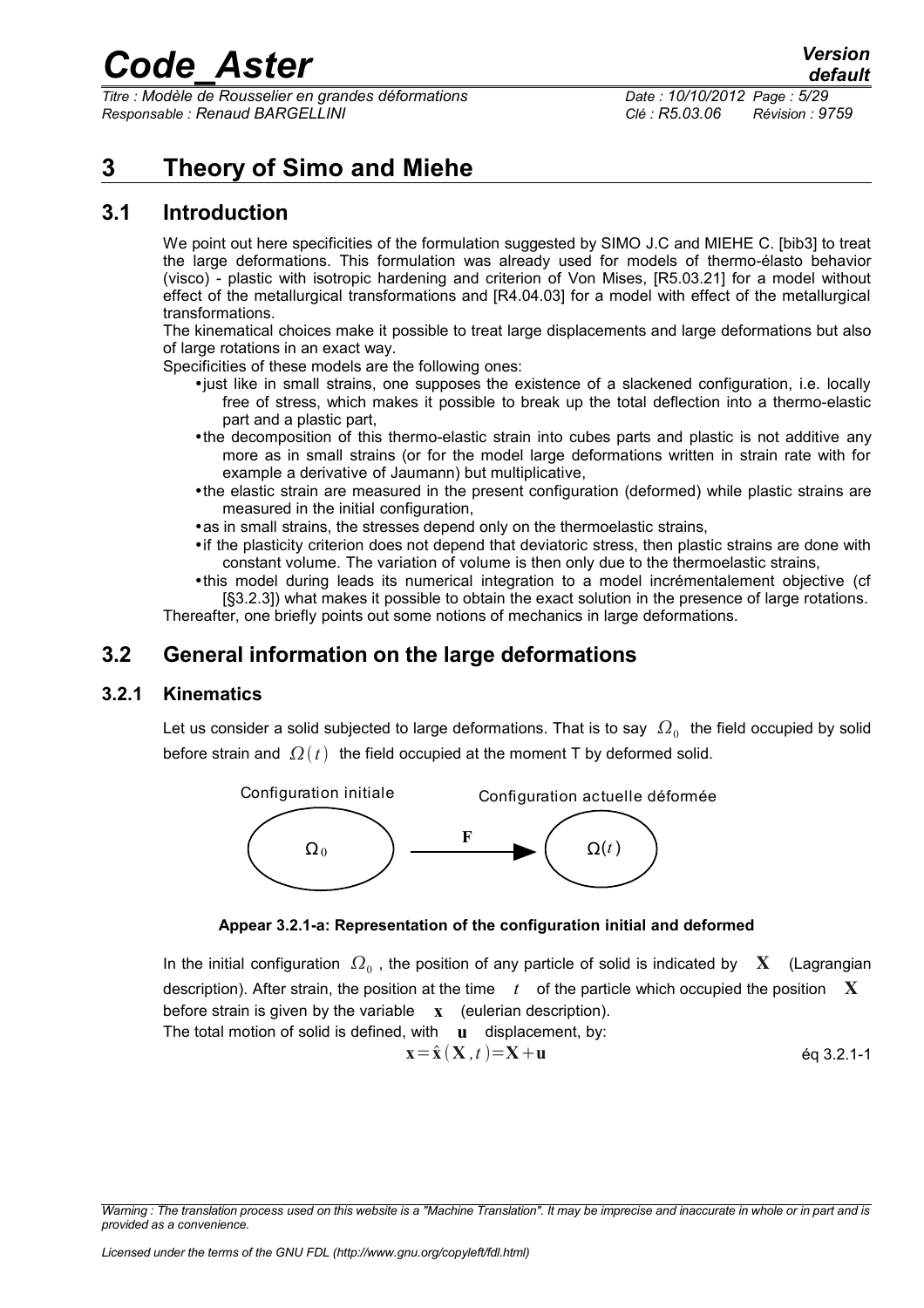# 3 Theory of Simo and Miehe

## 3.1 Introduction

We point out here specificities of the formulation suggested by SIMO J.C and MIEHE C. [bib3] to treat the large deformations. This formulation was already used for models of thermo-élasto behavior (visco) - plastic with isotropic hardening and criterion of Von Mises, [R5.03.21] for a model without effect of the metallurgical transformations and [R4.04.03] for a model with effect of the metallurgical transformations.

The kinematical choices make it possible to treat large displacements and large deformations but also of large rotations in an exact way.

Specificities of these models are the following ones:

- just like in small strains, one supposes the existence of a slackened configuration, i.e. locally free of stress, which makes it possible to break up the total deflection into a thermo-elastic part and a plastic part,
- the decomposition of this thermo-elastic strain into cubes parts and plastic is not additive any more as in small strains (or for the model large deformations written in strain rate with for example a derivative of Jaumann) but multiplicative,
- the elastic strain are measured in the present configuration (deformed) while plastic strains are measured in the initial configuration,
- as in small strains, the stresses depend only on the thermoelastic strains,
- if the plasticity criterion does not depend that deviatoric stress, then plastic strains are done with constant volume. The variation of volume is then only due to the thermoelastic strains,
- this model during leads its numerical integration to a model incrémentalement objective (cf [§3.2.3]) what makes it possible to obtain the exact solution in the presence of large rotations.

Thereafter, one briefly points out some notions of mechanics in large deformations.

## 3.2 General information on the large deformations

### 3.2.1 Kinematics

Let us consider a solid subjected to large deformations. That is to say $\Omega_0$ the field occupied by solid before strain and $\Omega(t)$ the field occupied at the moment T by deformed solid.

Configuration initiale $\Omega_0$ —$\mathbf{F}$→ Configuration actuelle déformée $\Omega(t)$

**Appear 3.2.1-a: Representation of the configuration initial and deformed**

In the initial configuration $\Omega_0$, the position of any particle of solid is indicated by $\mathbf{X}$ (Lagrangian description). After strain, the position at the time $t$ of the particle which occupied the position $\mathbf{X}$ before strain is given by the variable $\mathbf{x}$ (eulerian description).

The total motion of solid is defined, with $\mathbf{u}$ displacement, by:

$$\mathbf{x}=\hat{\mathbf{x}}(\mathbf{X},t)=\mathbf{X}+\mathbf{u} \qquad \text{éq 3.2.1-1}$$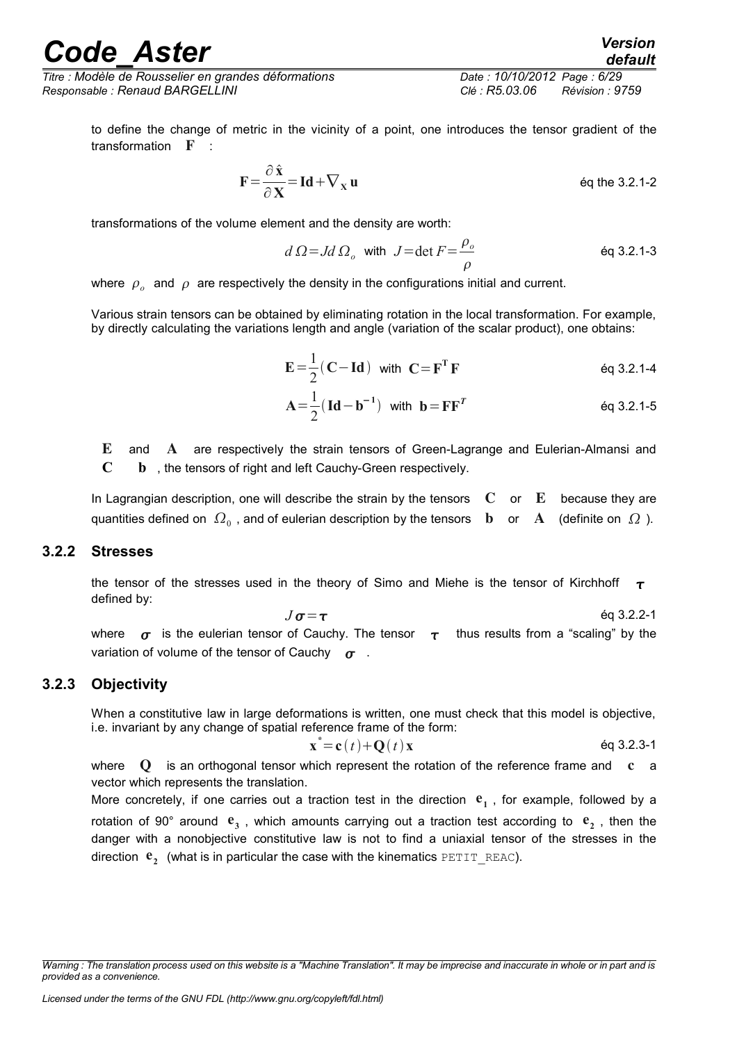to define the change of metric in the vicinity of a point, one introduces the tensor gradient of the transformation $\mathbf{F}$ :

$$\mathbf{F}=\frac{\partial \hat{\mathbf{x}}}{\partial \mathbf{X}}=\mathbf{Id}+\nabla_{\mathbf{X}}\mathbf{u} \quad \text{éq the 3.2.1-2}$$

transformations of the volume element and the density are worth:

$$d\,\Omega=J d\,\Omega_o \quad \text{with} \quad J=\det F=\frac{\rho_o}{\rho} \quad \text{éq 3.2.1-3}$$

where $\rho_o$ and $\rho$ are respectively the density in the configurations initial and current.

Various strain tensors can be obtained by eliminating rotation in the local transformation. For example, by directly calculating the variations length and angle (variation of the scalar product), one obtains:

$$\mathbf{E}=\frac{1}{2}(\mathbf{C}-\mathbf{Id}) \quad \text{with} \quad \mathbf{C}=\mathbf{F}^{\mathbf{T}}\mathbf{F} \quad \text{éq 3.2.1-4}$$

$$\mathbf{A}=\frac{1}{2}(\mathbf{Id}-\mathbf{b}^{-1}) \quad \text{with} \quad \mathbf{b}=\mathbf{F}\mathbf{F}^{T} \quad \text{éq 3.2.1-5}$$

$\mathbf{E}$ and $\mathbf{A}$ are respectively the strain tensors of Green-Lagrange and Eulerian-Almansi and $\mathbf{C}$ $\mathbf{b}$ , the tensors of right and left Cauchy-Green respectively.

In Lagrangian description, one will describe the strain by the tensors $\mathbf{C}$ or $\mathbf{E}$ because they are quantities defined on $\Omega_0$ , and of eulerian description by the tensors $\mathbf{b}$ or $\mathbf{A}$ (definite on $\Omega$ ).

### 3.2.2 Stresses

the tensor of the stresses used in the theory of Simo and Miehe is the tensor of Kirchhoff $\boldsymbol{\tau}$ defined by:

$$J\boldsymbol{\sigma}=\boldsymbol{\tau} \quad \text{éq 3.2.2-1}$$

where $\boldsymbol{\sigma}$ is the eulerian tensor of Cauchy. The tensor $\boldsymbol{\tau}$ thus results from a "scaling" by the variation of volume of the tensor of Cauchy $\boldsymbol{\sigma}$ .

### 3.2.3 Objectivity

When a constitutive law in large deformations is written, one must check that this model is objective, i.e. invariant by any change of spatial reference frame of the form:

$$\mathbf{x}^{*}=\mathbf{c}(t)+\mathbf{Q}(t)\mathbf{x} \quad \text{éq 3.2.3-1}$$

where $\mathbf{Q}$ is an orthogonal tensor which represent the rotation of the reference frame and $\mathbf{c}$ a vector which represents the translation.

More concretely, if one carries out a traction test in the direction $\mathbf{e_1}$ , for example, followed by a rotation of 90° around $\mathbf{e_3}$ , which amounts carrying out a traction test according to $\mathbf{e_2}$ , then the danger with a nonobjective constitutive law is not to find a uniaxial tensor of the stresses in the direction $\mathbf{e_2}$ (what is in particular the case with the kinematics `PETIT_REAC`).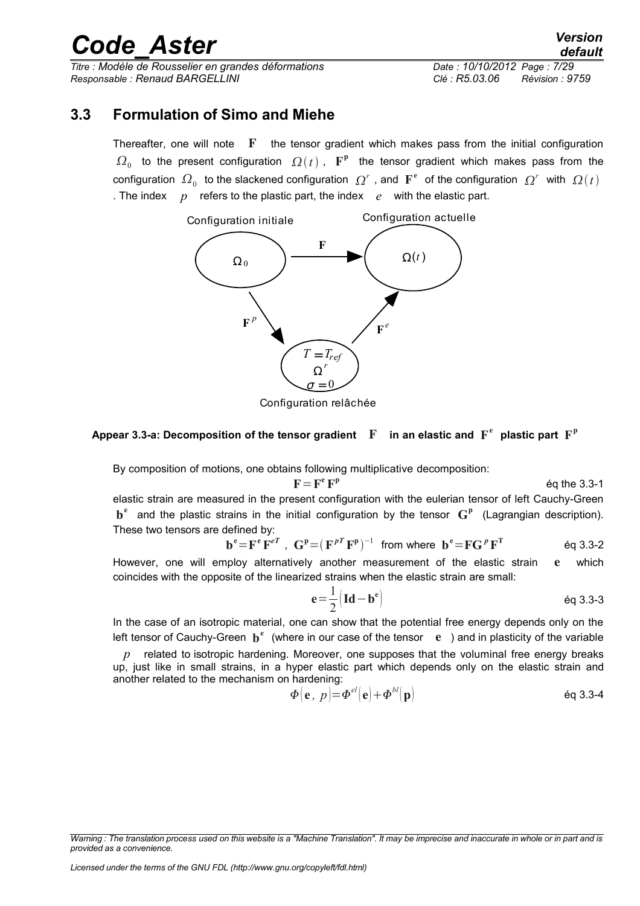## 3.3 Formulation of Simo and Miehe

Thereafter, one will note $\mathbf{F}$ the tensor gradient which makes pass from the initial configuration $\Omega_0$ to the present configuration $\Omega(t)$, $\mathbf{F^p}$ the tensor gradient which makes pass from the configuration $\Omega_0$ to the slackened configuration $\Omega^r$, and $\mathbf{F^e}$ of the configuration $\Omega^r$ with $\Omega(t)$. The index $p$ refers to the plastic part, the index $e$ with the elastic part.

Configuration initiale

Configuration actuelle

Configuration relâchée

**Appear 3.3-a: Decomposition of the tensor gradient $\mathbf{F}$ in an elastic and $\mathbf{F^e}$ plastic part $\mathbf{F^p}$**

By composition of motions, one obtains following multiplicative decomposition:

$$\mathbf{F}=\mathbf{F^e}\,\mathbf{F^p} \qquad \text{éq the 3.3-1}$$

elastic strain are measured in the present configuration with the eulerian tensor of left Cauchy-Green $\mathbf{b^e}$ and the plastic strains in the initial configuration by the tensor $\mathbf{G^p}$ (Lagrangian description). These two tensors are defined by:

$$\mathbf{b^e}=\mathbf{F^e}\,\mathbf{F}^{eT}\;,\;\; \mathbf{G^p}=\left(\mathbf{F}^{pT}\,\mathbf{F^p}\right)^{-1} \;\text{ from where }\; \mathbf{b^e}=\mathbf{F}\mathbf{G}^{p}\,\mathbf{F^T} \qquad \text{éq 3.3-2}$$

However, one will employ alternatively another measurement of the elastic strain $\mathbf{e}$ which coincides with the opposite of the linearized strains when the elastic strain are small:

$$\mathbf{e}=\frac{1}{2}\left(\mathbf{Id}-\mathbf{b^e}\right) \qquad \text{éq 3.3-3}$$

In the case of an isotropic material, one can show that the potential free energy depends only on the left tensor of Cauchy-Green $\mathbf{b^e}$ (where in our case of the tensor $\mathbf{e}$) and in plasticity of the variable $p$ related to isotropic hardening. Moreover, one supposes that the voluminal free energy breaks up, just like in small strains, in a hyper elastic part which depends only on the elastic strain and another related to the mechanism on hardening:

$$\Phi\left(\mathbf{e}\,,\,p\right)=\Phi^{el}\left(\mathbf{e}\right)+\Phi^{bl}\left(\mathbf{p}\right) \qquad \text{éq 3.3-4}$$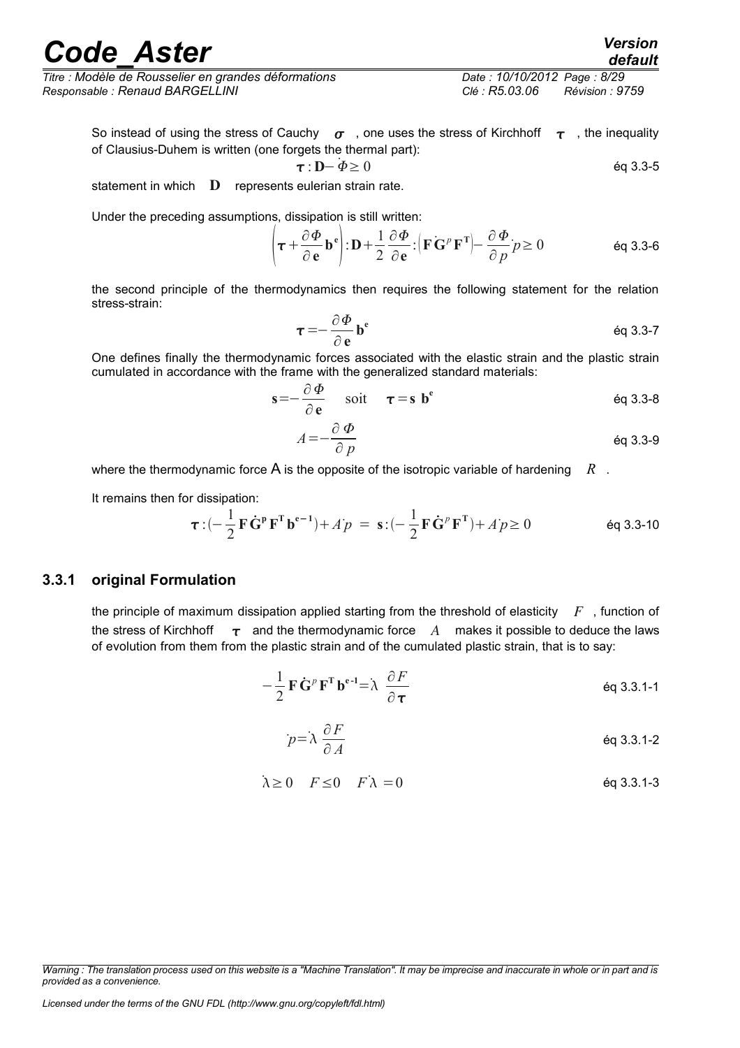So instead of using the stress of Cauchy $\boldsymbol{\sigma}$, one uses the stress of Kirchhoff $\boldsymbol{\tau}$, the inequality of Clausius-Duhem is written (one forgets the thermal part):

$$\boldsymbol{\tau} : \mathbf{D} - \dot{\Phi} \geq 0 \qquad \text{éq 3.3-5}$$

statement in which $\mathbf{D}$ represents eulerian strain rate.

Under the preceding assumptions, dissipation is still written:

$$\left(\boldsymbol{\tau} + \frac{\partial \Phi}{\partial \mathbf{e}} \mathbf{b}^{\mathbf{e}}\right) : \mathbf{D} + \frac{1}{2} \frac{\partial \Phi}{\partial \mathbf{e}} : \left(\mathbf{F} \dot{\mathbf{G}}^{p} \mathbf{F}^{\mathbf{T}}\right) - \frac{\partial \Phi}{\partial p} \dot{p} \geq 0 \qquad \text{éq 3.3-6}$$

the second principle of the thermodynamics then requires the following statement for the relation stress-strain:

$$\boldsymbol{\tau} = -\frac{\partial \Phi}{\partial \mathbf{e}} \mathbf{b}^{\mathbf{e}} \qquad \text{éq 3.3-7}$$

One defines finally the thermodynamic forces associated with the elastic strain and the plastic strain cumulated in accordance with the frame with the generalized standard materials:

$$\mathbf{s} = -\frac{\partial \Phi}{\partial \mathbf{e}} \quad \text{soit} \quad \boldsymbol{\tau} = \mathbf{s} \ \mathbf{b}^{\mathbf{e}} \qquad \text{éq 3.3-8}$$

$$A = -\frac{\partial \Phi}{\partial p} \qquad \text{éq 3.3-9}$$

where the thermodynamic force A is the opposite of the isotropic variable of hardening $R$.

It remains then for dissipation:

$$\boldsymbol{\tau} : \left(-\frac{1}{2} \mathbf{F} \dot{\mathbf{G}}^{\mathbf{p}} \mathbf{F}^{\mathbf{T}} \mathbf{b}^{\mathbf{e}-\mathbf{1}}\right) + A \dot{p} \ = \ \mathbf{s} : \left(-\frac{1}{2} \mathbf{F} \dot{\mathbf{G}}^{p} \mathbf{F}^{\mathbf{T}}\right) + A \dot{p} \geq 0 \qquad \text{éq 3.3-10}$$

### 3.3.1 original Formulation

the principle of maximum dissipation applied starting from the threshold of elasticity $F$, function of the stress of Kirchhoff $\boldsymbol{\tau}$ and the thermodynamic force $A$ makes it possible to deduce the laws of evolution from them from the plastic strain and of the cumulated plastic strain, that is to say:

$$-\frac{1}{2} \mathbf{F} \dot{\mathbf{G}}^{p} \mathbf{F}^{\mathbf{T}} \mathbf{b}^{\mathbf{e}\text{-}\mathbf{1}} = \dot{\lambda} \ \frac{\partial F}{\partial \boldsymbol{\tau}} \qquad \text{éq 3.3.1-1}$$

$$\dot{p} = \dot{\lambda} \ \frac{\partial F}{\partial A} \qquad \text{éq 3.3.1-2}$$

$$\dot{\lambda} \geq 0 \quad F \leq 0 \quad F \dot{\lambda} = 0 \qquad \text{éq 3.3.1-3}$$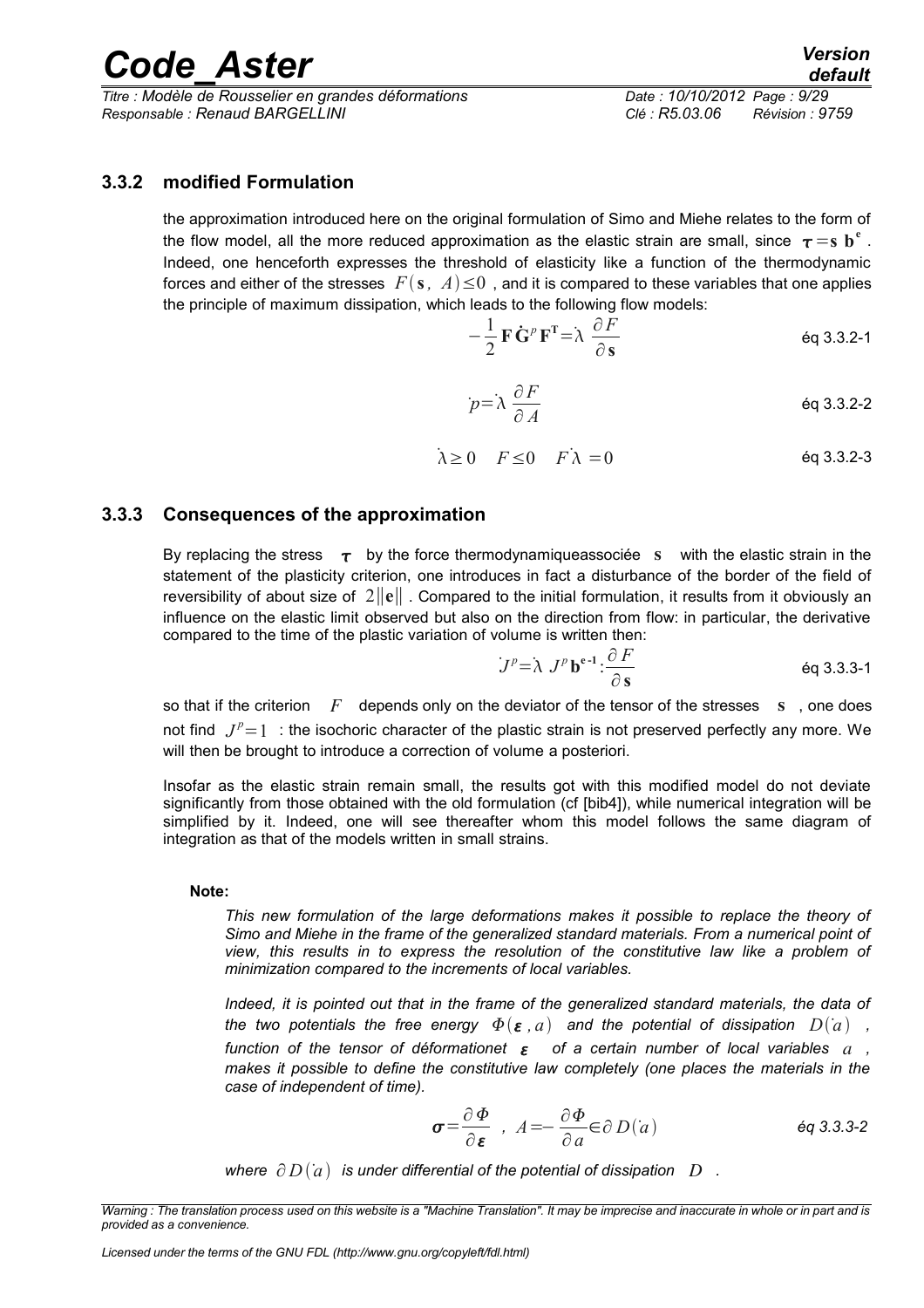### 3.3.2 modified Formulation

the approximation introduced here on the original formulation of Simo and Miehe relates to the form of the flow model, all the more reduced approximation as the elastic strain are small, since $\boldsymbol{\tau}=\mathbf{s}\ \mathbf{b}^{\mathbf{e}}$. Indeed, one henceforth expresses the threshold of elasticity like a function of the thermodynamic forces and either of the stresses $F(\mathbf{s},\ A)\leq 0$, and it is compared to these variables that one applies the principle of maximum dissipation, which leads to the following flow models:

$$-\frac{1}{2}\mathbf{F}\,\dot{\mathbf{G}}^{p}\,\mathbf{F}^{\mathbf{T}}=\dot{\lambda}\ \frac{\partial F}{\partial \mathbf{s}} \qquad \text{éq 3.3.2-1}$$

$$\dot{p}=\dot{\lambda}\ \frac{\partial F}{\partial A} \qquad \text{éq 3.3.2-2}$$

$$\dot{\lambda}\geq 0 \quad F\leq 0 \quad F\dot{\lambda}=0 \qquad \text{éq 3.3.2-3}$$

### 3.3.3 Consequences of the approximation

By replacing the stress $\boldsymbol{\tau}$ by the force thermodynamiqueassociée $\mathbf{s}$ with the elastic strain in the statement of the plasticity criterion, one introduces in fact a disturbance of the border of the field of reversibility of about size of $2\|\mathbf{e}\|$. Compared to the initial formulation, it results from it obviously an influence on the elastic limit observed but also on the direction from flow: in particular, the derivative compared to the time of the plastic variation of volume is written then:

$$\dot{J}^{p}=\dot{\lambda}\ J^{p}\,\mathbf{b}^{\mathbf{e-1}}:\frac{\partial F}{\partial \mathbf{s}} \qquad \text{éq 3.3.3-1}$$

so that if the criterion $F$ depends only on the deviator of the tensor of the stresses $\mathbf{s}$, one does not find $J^{p}=1$ : the isochoric character of the plastic strain is not preserved perfectly any more. We will then be brought to introduce a correction of volume a posteriori.

Insofar as the elastic strain remain small, the results got with this modified model do not deviate significantly from those obtained with the old formulation (cf [bib4]), while numerical integration will be simplified by it. Indeed, one will see thereafter whom this model follows the same diagram of integration as that of the models written in small strains.

**Note:**

*This new formulation of the large deformations makes it possible to replace the theory of Simo and Miehe in the frame of the generalized standard materials. From a numerical point of view, this results in to express the resolution of the constitutive law like a problem of minimization compared to the increments of local variables.*

*Indeed, it is pointed out that in the frame of the generalized standard materials, the data of the two potentials the free energy $\Phi(\boldsymbol{\varepsilon},a)$ and the potential of dissipation $D(\dot{a})$, function of the tensor of déformationet $\boldsymbol{\varepsilon}$ of a certain number of local variables $a$, makes it possible to define the constitutive law completely (one places the materials in the case of independent of time).*

$$\boldsymbol{\sigma}=\frac{\partial \Phi}{\partial \boldsymbol{\varepsilon}}\ \ ,\ \ A=-\frac{\partial \Phi}{\partial a}\in\partial D(\dot{a}) \qquad \text{éq 3.3.3-2}$$

*where $\partial D(\dot{a})$ is under differential of the potential of dissipation $D$.*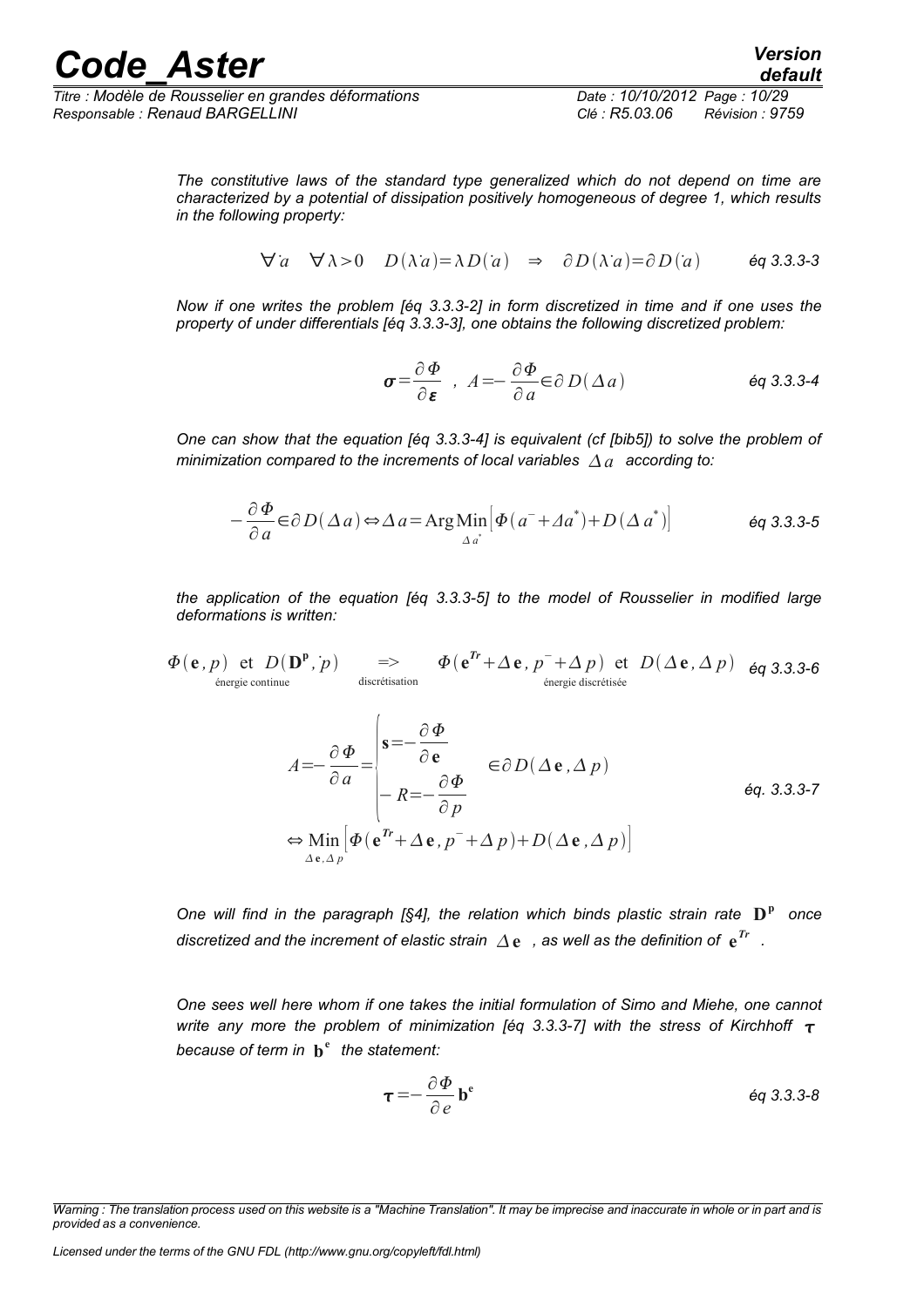*The constitutive laws of the standard type generalized which do not depend on time are characterized by a potential of dissipation positively homogeneous of degree 1, which results in the following property:*

$$\forall \dot{a} \quad \forall \lambda > 0 \quad D(\lambda \dot{a}) = \lambda D(\dot{a}) \quad \Rightarrow \quad \partial D(\lambda \dot{a}) = \partial D(\dot{a}) \qquad \text{éq 3.3.3-3}$$

*Now if one writes the problem [éq 3.3.3-2] in form discretized in time and if one uses the property of under differentials [éq 3.3.3-3], one obtains the following discretized problem:*

$$\boldsymbol{\sigma} = \frac{\partial \Phi}{\partial \boldsymbol{\varepsilon}} \quad , \quad A = -\frac{\partial \Phi}{\partial a} \in \partial D(\Delta a) \qquad \text{éq 3.3.3-4}$$

*One can show that the equation [éq 3.3.3-4] is equivalent (cf [bib5]) to solve the problem of minimization compared to the increments of local variables $\Delta a$ according to:*

$$-\frac{\partial \Phi}{\partial a} \in \partial D(\Delta a) \Leftrightarrow \Delta a = \operatorname{Arg}\operatorname*{Min}_{\Delta a^*} \left[ \Phi(a^- + \Delta a^*) + D(\Delta a^*) \right] \qquad \text{éq 3.3.3-5}$$

*the application of the equation [éq 3.3.3-5] to the model of Rousselier in modified large deformations is written:*

$$\underbrace{\Phi(\mathbf{e}, p) \text{ et } D(\mathbf{D}^{\mathbf{p}}, \dot{p})}_{\text{énergie continue}} \underset{\text{discrétisation}}{\Rightarrow} \underbrace{\Phi(\mathbf{e}^{Tr} + \Delta \mathbf{e}, p^- + \Delta p) \text{ et } D(\Delta \mathbf{e}, \Delta p)}_{\text{énergie discrétisée}} \qquad \text{éq 3.3.3-6}$$

$$\begin{aligned} A = -\frac{\partial \Phi}{\partial a} &= \begin{cases} \mathbf{s} = -\dfrac{\partial \Phi}{\partial \mathbf{e}} \\ -R = -\dfrac{\partial \Phi}{\partial p} \end{cases} \in \partial D(\Delta \mathbf{e}, \Delta p) \\ &\Leftrightarrow \operatorname*{Min}_{\Delta \mathbf{e}, \Delta p} \left[ \Phi(\mathbf{e}^{Tr} + \Delta \mathbf{e}, p^- + \Delta p) + D(\Delta \mathbf{e}, \Delta p) \right] \end{aligned} \qquad \text{éq. 3.3.3-7}$$

*One will find in the paragraph [§4], the relation which binds plastic strain rate $\mathbf{D}^{\mathbf{p}}$ once discretized and the increment of elastic strain $\Delta \mathbf{e}$ , as well as the definition of $\mathbf{e}^{Tr}$ .*

*One sees well here whom if one takes the initial formulation of Simo and Miehe, one cannot write any more the problem of minimization [éq 3.3.3-7] with the stress of Kirchhoff $\boldsymbol{\tau}$ because of term in $\mathbf{b}^{\mathbf{e}}$ the statement:*

$$\boldsymbol{\tau} = -\frac{\partial \Phi}{\partial e} \mathbf{b}^{\mathbf{e}} \qquad \text{éq 3.3.3-8}$$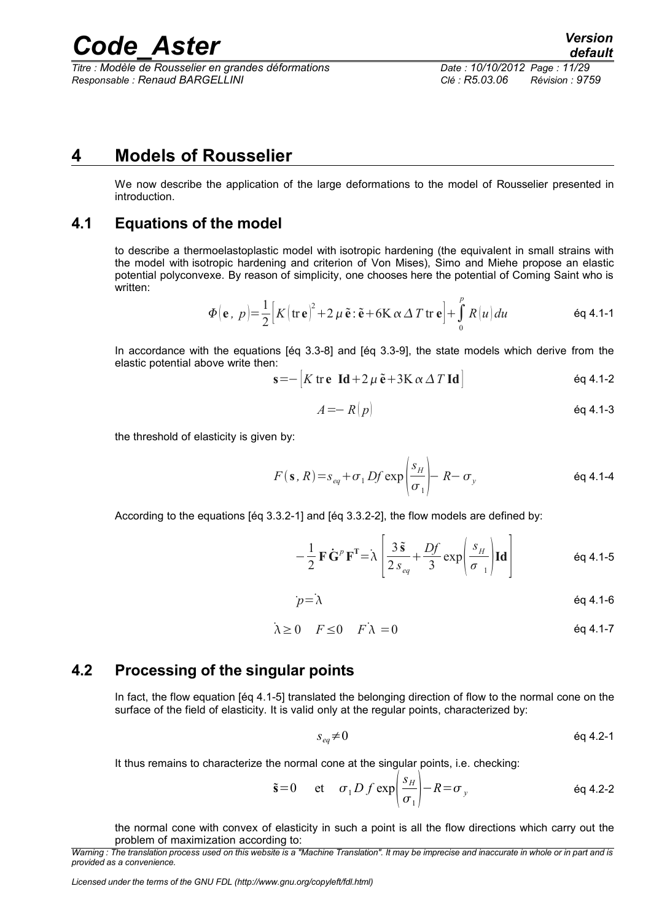# 4 Models of Rousselier

We now describe the application of the large deformations to the model of Rousselier presented in introduction.

## 4.1 Equations of the model

to describe a thermoelastoplastic model with isotropic hardening (the equivalent in small strains with the model with isotropic hardening and criterion of Von Mises), Simo and Miehe propose an elastic potential polyconvexe. By reason of simplicity, one chooses here the potential of Coming Saint who is written:

$$\Phi(\mathbf{e},\ p)=\frac{1}{2}\left[K\left(\operatorname{tr}\mathbf{e}\right)^{2}+2\,\mu\,\tilde{\mathbf{e}}:\tilde{\mathbf{e}}+6\mathrm{K}\,\alpha\,\Delta\,T\operatorname{tr}\mathbf{e}\right]+\int_{0}^{p}R(u)\,du \qquad \text{éq 4.1-1}$$

In accordance with the equations [éq 3.3-8] and [éq 3.3-9], the state models which derive from the elastic potential above write then:

$$\mathbf{s}=-\left[K\operatorname{tr}\mathbf{e}\ \mathbf{Id}+2\,\mu\,\tilde{\mathbf{e}}+3\mathrm{K}\,\alpha\,\Delta\,T\,\mathbf{Id}\right] \qquad \text{éq 4.1-2}$$

$$A=-R(p) \qquad \text{éq 4.1-3}$$

the threshold of elasticity is given by:

$$F(\mathbf{s},R)=s_{eq}+\sigma_{1}\,Df\exp\left(\frac{s_{H}}{\sigma_{1}}\right)-R-\sigma_{y} \qquad \text{éq 4.1-4}$$

According to the equations [éq 3.3.2-1] and [éq 3.3.2-2], the flow models are defined by:

$$-\frac{1}{2}\mathbf{F}\,\dot{\mathbf{G}}^{p}\,\mathbf{F}^{\mathbf{T}}=\dot{\lambda}\left[\frac{3\,\tilde{\mathbf{s}}}{2\,s_{eq}}+\frac{Df}{3}\exp\left(\frac{s_{H}}{\sigma_{1}}\right)\mathbf{Id}\right] \qquad \text{éq 4.1-5}$$

$$\dot{p}=\dot{\lambda} \qquad \text{éq 4.1-6}$$

$$\dot{\lambda}\geq 0 \quad F\leq 0 \quad F\,\dot{\lambda}=0 \qquad \text{éq 4.1-7}$$

## 4.2 Processing of the singular points

In fact, the flow equation [éq 4.1-5] translated the belonging direction of flow to the normal cone on the surface of the field of elasticity. It is valid only at the regular points, characterized by:

$$s_{eq}\neq 0 \qquad \text{éq 4.2-1}$$

It thus remains to characterize the normal cone at the singular points, i.e. checking:

$$\tilde{\mathbf{s}}=0 \quad \text{et} \quad \sigma_{1}\,D\,f\exp\left(\frac{s_{H}}{\sigma_{1}}\right)-R=\sigma_{y} \qquad \text{éq 4.2-2}$$

the normal cone with convex of elasticity in such a point is all the flow directions which carry out the problem of maximization according to: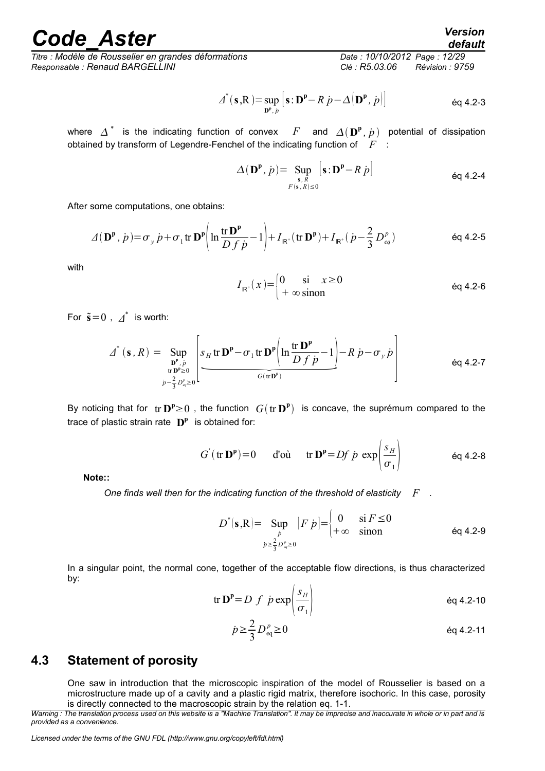$$\Delta^*(\mathbf{s},\mathrm{R})=\sup_{\mathbf{D^p},\dot{p}}\left[\mathbf{s}:\mathbf{D^p}-R\,\dot{p}-\Delta\left(\mathbf{D^p},\dot{p}\right)\right] \qquad \text{éq 4.2-3}$$

where $\Delta^*$ is the indicating function of convex $F$ and $\Delta(\mathbf{D^p},\dot{p})$ potential of dissipation obtained by transform of Legendre-Fenchel of the indicating function of $F$ :

$$\Delta(\mathbf{D^p},\dot{p})=\underset{\substack{\mathbf{s},R\\F(\mathbf{s},R)\leq 0}}{\mathrm{Sup}}\left[\mathbf{s}:\mathbf{D^p}-R\,\dot{p}\right] \qquad \text{éq 4.2-4}$$

After some computations, one obtains:

$$\Delta(\mathbf{D^p},\dot{p})=\sigma_y\,\dot{p}+\sigma_1\,\mathrm{tr}\,\mathbf{D^p}\left(\ln\frac{\mathrm{tr}\,\mathbf{D^p}}{D\,f\,\dot{p}}-1\right)+I_{\mathbb{R}^+}(\mathrm{tr}\,\mathbf{D^p})+I_{\mathbb{R}^+}\left(\dot{p}-\frac{2}{3}D^p_{eq}\right) \qquad \text{éq 4.2-5}$$

with

$$I_{\mathbb{R}^+}(x)=\begin{cases}0 & \text{si} \quad x\geq 0\\ +\infty\,\text{sinon}\end{cases} \qquad \text{éq 4.2-6}$$

For $\tilde{\mathbf{s}}=0$ , $\Delta^*$ is worth:

$$\Delta^*(\mathbf{s},R)=\underset{\substack{\mathbf{D^p},\dot{p}\\\mathrm{tr}\,\mathbf{D^p}\geq 0\\\dot{p}-\frac{2}{3}D^p_{eq}\geq 0}}{\mathrm{Sup}}\left[\underbrace{s_H\,\mathrm{tr}\,\mathbf{D^p}-\sigma_1\,\mathrm{tr}\,\mathbf{D^p}\left(\ln\frac{\mathrm{tr}\,\mathbf{D^p}}{D\,f\,\dot{p}}-1\right)}_{G(\mathrm{tr}\,\mathbf{D^p})}-R\,\dot{p}-\sigma_y\,\dot{p}\right] \qquad \text{éq 4.2-7}$$

By noticing that for $\mathrm{tr}\,\mathbf{D^p}\geq 0$ , the function $G(\mathrm{tr}\,\mathbf{D^p})$ is concave, the suprémum compared to the trace of plastic strain rate $\mathbf{D^p}$ is obtained for:

$$G'(\mathrm{tr}\,\mathbf{D^p})=0 \qquad \text{d'où} \qquad \mathrm{tr}\,\mathbf{D^p}=Df\,\dot{p}\,\exp\left(\frac{s_H}{\sigma_1}\right) \qquad \text{éq 4.2-8}$$

**Note::**

*One finds well then for the indicating function of the threshold of elasticity* $F$ *.*

$$D^*(\mathbf{s},\mathrm{R})=\underset{\substack{\dot{p}\\\dot{p}\geq\frac{2}{3}D^p_{eq}\geq 0}}{\mathrm{Sup}}\left[F\,\dot{p}\right]=\begin{cases}0 & \text{si}\,F\leq 0\\+\infty & \text{sinon}\end{cases} \qquad \text{éq 4.2-9}$$

In a singular point, the normal cone, together of the acceptable flow directions, is thus characterized by:

$$\mathrm{tr}\,\mathbf{D^p}=D\;f\;\dot{p}\exp\left(\frac{s_H}{\sigma_1}\right) \qquad \text{éq 4.2-10}$$

$$\dot{p}\geq\frac{2}{3}D^p_{\mathrm{eq}}\geq 0 \qquad \text{éq 4.2-11}$$

## 4.3 Statement of porosity

One saw in introduction that the microscopic inspiration of the model of Rousselier is based on a microstructure made up of a cavity and a plastic rigid matrix, therefore isochoric. In this case, porosity is directly connected to the macroscopic strain by the relation eq. 1-1.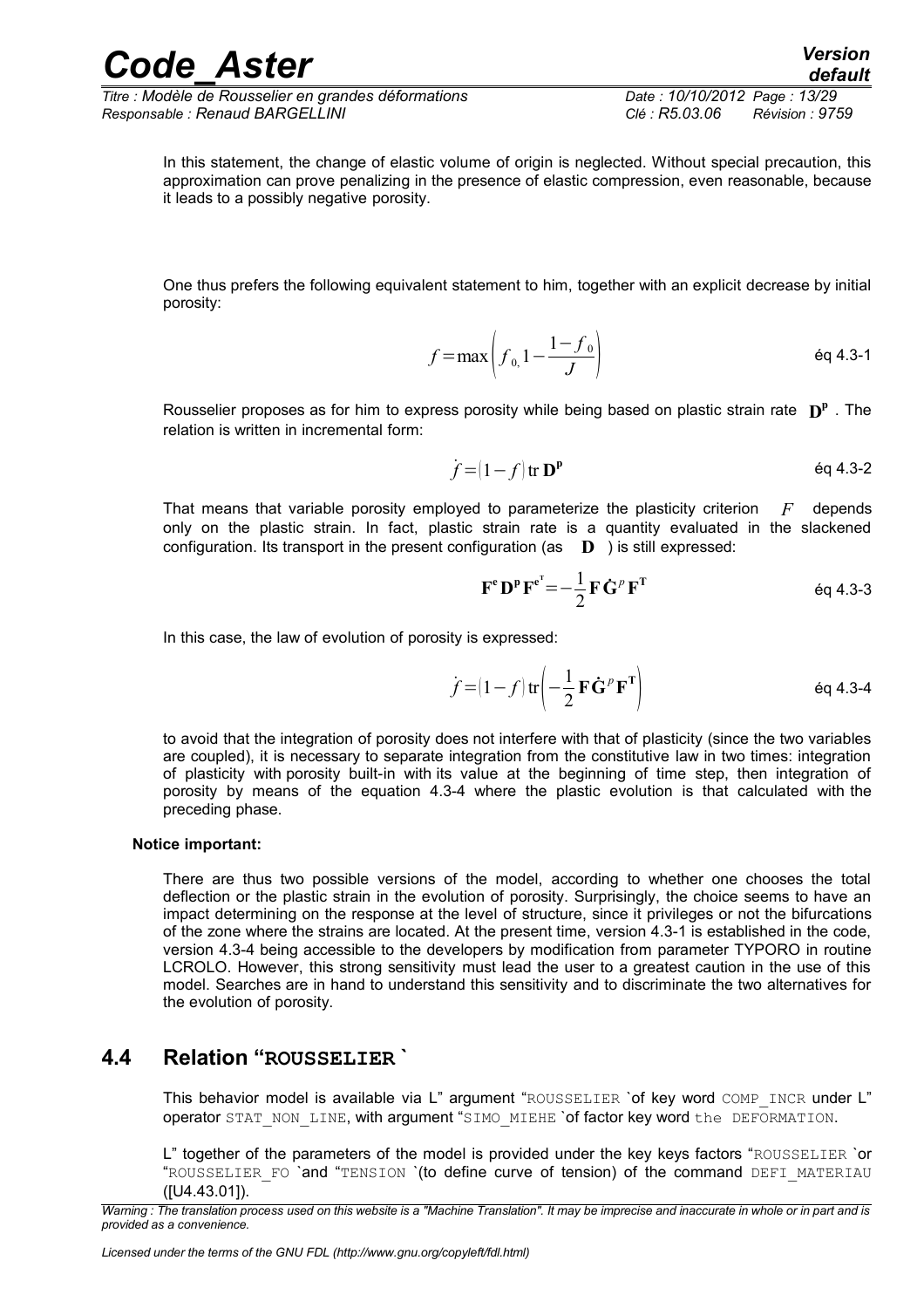In this statement, the change of elastic volume of origin is neglected. Without special precaution, this approximation can prove penalizing in the presence of elastic compression, even reasonable, because it leads to a possibly negative porosity.

One thus prefers the following equivalent statement to him, together with an explicit decrease by initial porosity:

$$f=\max\left(f_{0,}1-\frac{1-f_0}{J}\right) \qquad \text{éq 4.3-1}$$

Rousselier proposes as for him to express porosity while being based on plastic strain rate $\mathbf{D^p}$ . The relation is written in incremental form:

$$\dot{f}=(1-f)\operatorname{tr}\mathbf{D^p} \qquad \text{éq 4.3-2}$$

That means that variable porosity employed to parameterize the plasticity criterion $F$ depends only on the plastic strain. In fact, plastic strain rate is a quantity evaluated in the slackened configuration. Its transport in the present configuration (as $\mathbf{D}$ ) is still expressed:

$$\mathbf{F^e}\mathbf{D^p}\mathbf{F^{e^T}}=-\frac{1}{2}\mathbf{F}\dot{\mathbf{G}}^p\mathbf{F^T} \qquad \text{éq 4.3-3}$$

In this case, the law of evolution of porosity is expressed:

$$\dot{f}=(1-f)\operatorname{tr}\left(-\frac{1}{2}\mathbf{F}\dot{\mathbf{G}}^p\mathbf{F^T}\right) \qquad \text{éq 4.3-4}$$

to avoid that the integration of porosity does not interfere with that of plasticity (since the two variables are coupled), it is necessary to separate integration from the constitutive law in two times: integration of plasticity with porosity built-in with its value at the beginning of time step, then integration of porosity by means of the equation 4.3-4 where the plastic evolution is that calculated with the preceding phase.

**Notice important:**

There are thus two possible versions of the model, according to whether one chooses the total deflection or the plastic strain in the evolution of porosity. Surprisingly, the choice seems to have an impact determining on the response at the level of structure, since it privileges or not the bifurcations of the zone where the strains are located. At the present time, version 4.3-1 is established in the code, version 4.3-4 being accessible to the developers by modification from parameter TYPORO in routine LCROLO. However, this strong sensitivity must lead the user to a greatest caution in the use of this model. Searches are in hand to understand this sensitivity and to discriminate the two alternatives for the evolution of porosity.

## 4.4 Relation "ROUSSELIER `

This behavior model is available via L" argument "ROUSSELIER `of key word COMP_INCR under L" operator STAT_NON_LINE, with argument "SIMO_MIEHE `of factor key word the DEFORMATION.

L" together of the parameters of the model is provided under the key keys factors "ROUSSELIER `or "ROUSSELIER_FO `and "TENSION `(to define curve of tension) of the command DEFI_MATERIAU ([U4.43.01]).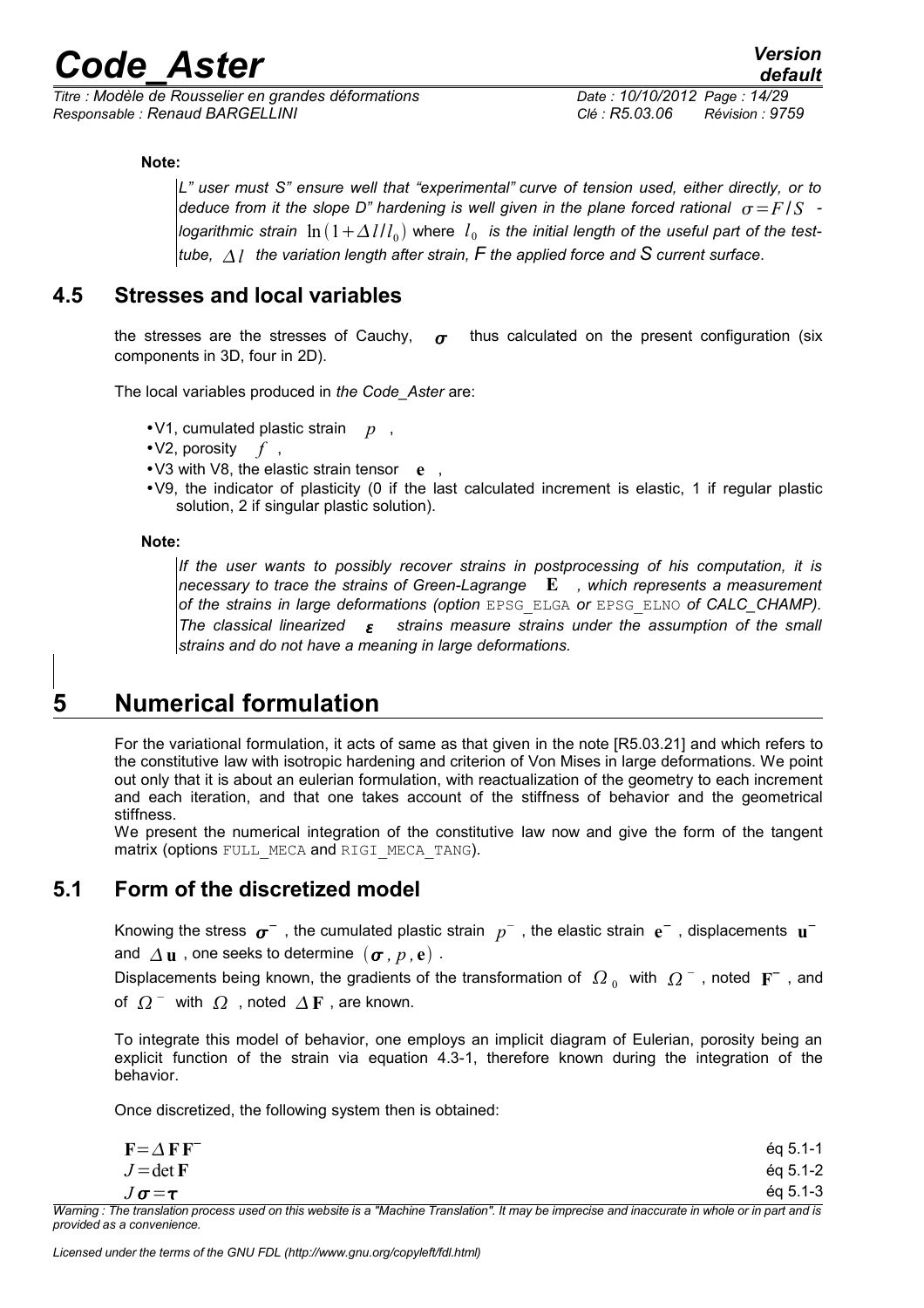**Note:**

*L" user must S" ensure well that "experimental" curve of tension used, either directly, or to deduce from it the slope D" hardening is well given in the plane forced rational $\sigma = F/S$ - logarithmic strain $\ln(1+\Delta l/l_0)$ where $l_0$ is the initial length of the useful part of the test-tube, $\Delta l$ the variation length after strain, F the applied force and S current surface.*

## 4.5 Stresses and local variables

the stresses are the stresses of Cauchy, $\boldsymbol{\sigma}$ thus calculated on the present configuration (six components in 3D, four in 2D).

The local variables produced in *the Code_Aster* are:

- V1, cumulated plastic strain $p$ ,
- V2, porosity $f$ ,
- V3 with V8, the elastic strain tensor $\mathbf{e}$ ,
- V9, the indicator of plasticity (0 if the last calculated increment is elastic, 1 if regular plastic solution, 2 if singular plastic solution).

**Note:**

*If the user wants to possibly recover strains in postprocessing of his computation, it is necessary to trace the strains of Green-Lagrange $\mathbf{E}$ , which represents a measurement of the strains in large deformations (option* EPSG_ELGA *or* EPSG_ELNO *of CALC_CHAMP). The classical linearized $\boldsymbol{\varepsilon}$ strains measure strains under the assumption of the small strains and do not have a meaning in large deformations.*

# 5 Numerical formulation

For the variational formulation, it acts of same as that given in the note [R5.03.21] and which refers to the constitutive law with isotropic hardening and criterion of Von Mises in large deformations. We point out only that it is about an eulerian formulation, with reactualization of the geometry to each increment and each iteration, and that one takes account of the stiffness of behavior and the geometrical stiffness.

We present the numerical integration of the constitutive law now and give the form of the tangent matrix (options FULL_MECA and RIGI_MECA_TANG).

## 5.1 Form of the discretized model

Knowing the stress $\boldsymbol{\sigma}^-$ , the cumulated plastic strain $p^-$ , the elastic strain $\mathbf{e}^-$ , displacements $\mathbf{u}^-$ and $\Delta\mathbf{u}$ , one seeks to determine $(\boldsymbol{\sigma}, p, \mathbf{e})$ .

Displacements being known, the gradients of the transformation of $\Omega_0$ with $\Omega^-$ , noted $\mathbf{F}^-$ , and of $\Omega^-$ with $\Omega$ , noted $\Delta\mathbf{F}$ , are known.

To integrate this model of behavior, one employs an implicit diagram of Eulerian, porosity being an explicit function of the strain via equation 4.3-1, therefore known during the integration of the behavior.

Once discretized, the following system then is obtained:

$$\mathbf{F} = \Delta\mathbf{F}\,\mathbf{F}^- \qquad \text{éq 5.1-1}$$

$$J = \det\mathbf{F} \qquad \text{éq 5.1-2}$$

$$J\boldsymbol{\sigma} = \boldsymbol{\tau} \qquad \text{éq 5.1-3}$$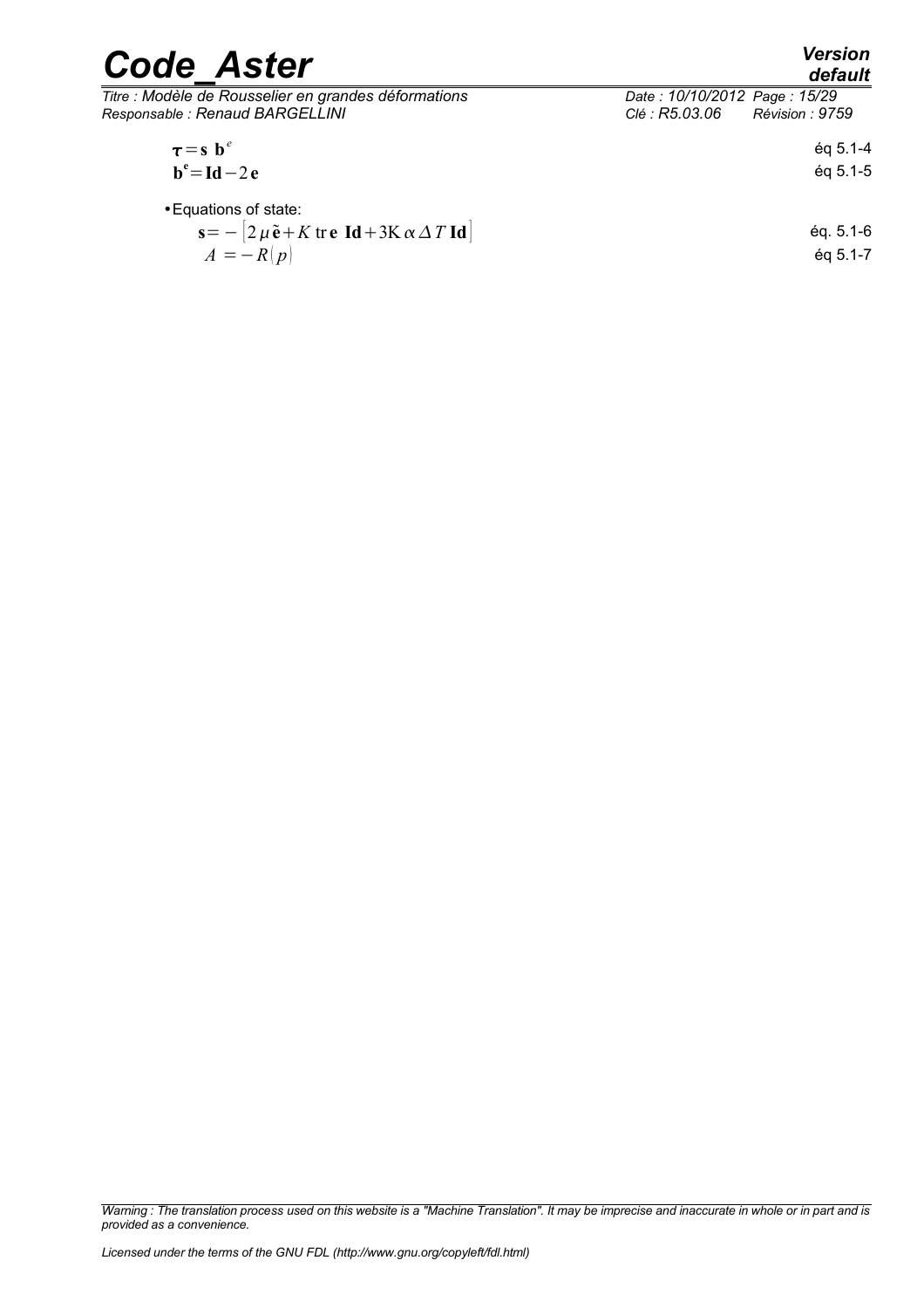$$\boldsymbol{\tau} = \mathbf{s}\ \mathbf{b}^e \qquad \text{éq 5.1-4}$$

$$\mathbf{b}^{\mathbf{e}} = \mathbf{Id} - 2\,\mathbf{e} \qquad \text{éq 5.1-5}$$

- Equations of state:

$$\mathbf{s} = -\left[2\,\mu\,\tilde{\mathbf{e}} + K\ \mathrm{tr}\,\mathbf{e}\ \mathbf{Id} + 3\mathrm{K}\,\alpha\,\Delta T\ \mathbf{Id}\right] \qquad \text{éq. 5.1-6}$$

$$A = -R(p) \qquad \text{éq 5.1-7}$$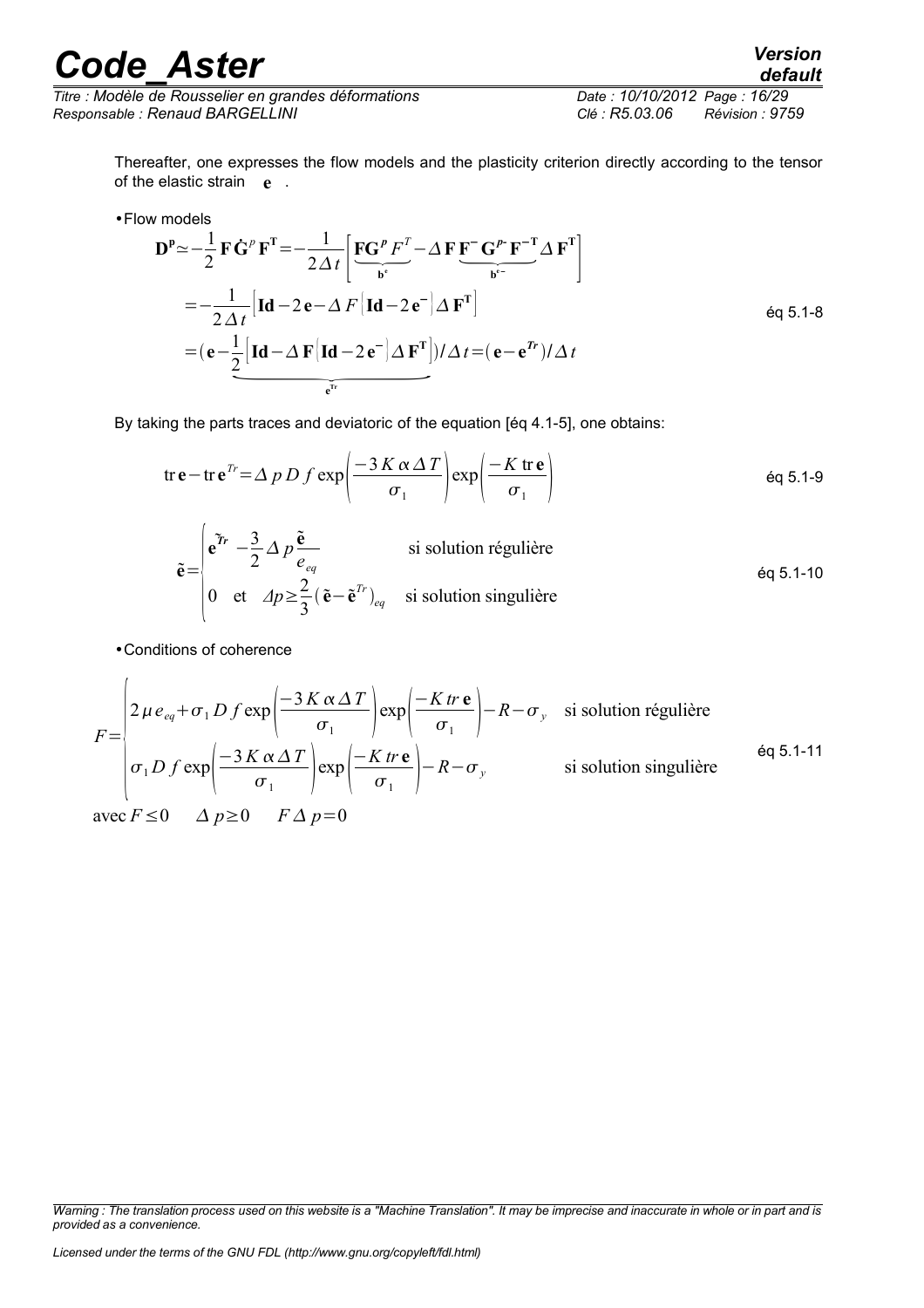Thereafter, one expresses the flow models and the plasticity criterion directly according to the tensor of the elastic strain $\mathbf{e}$ .

- Flow models

$$
\begin{aligned}
\mathbf{D^p} &\simeq -\frac{1}{2}\mathbf{F}\dot{\mathbf{G}}^p\mathbf{F^T} = -\frac{1}{2\Delta t}\left[\underbrace{\mathbf{F}\mathbf{G}^p F^T}_{\mathbf{b^e}} - \Delta\mathbf{F}\underbrace{\mathbf{F}^-\mathbf{G}^{p-}\mathbf{F}^{-\mathbf{T}}}_{\mathbf{b^{e-}}}\Delta\mathbf{F^T}\right] \\
&= -\frac{1}{2\Delta t}\left[\mathbf{Id} - 2\mathbf{e} - \Delta F\left(\mathbf{Id} - 2\mathbf{e}^-\right)\Delta\mathbf{F^T}\right] \\
&= (\mathbf{e} - \underbrace{\frac{1}{2}\left[\mathbf{Id} - \Delta\mathbf{F}\left(\mathbf{Id} - 2\mathbf{e}^-\right)\Delta\mathbf{F^T}\right]}_{\mathbf{e^{Tr}}})/\Delta t = (\mathbf{e} - \mathbf{e^{Tr}})/\Delta t
\end{aligned}
\qquad \text{éq 5.1-8}
$$

By taking the parts traces and deviatoric of the equation [éq 4.1-5], one obtains:

$$
\operatorname{tr}\mathbf{e} - \operatorname{tr}\mathbf{e}^{Tr} = \Delta p\, D\, f \exp\left(\frac{-3K\alpha\Delta T}{\sigma_1}\right)\exp\left(\frac{-K\operatorname{tr}\mathbf{e}}{\sigma_1}\right) \qquad \text{éq 5.1-9}
$$

$$
\tilde{\mathbf{e}} = \begin{cases}
\tilde{\mathbf{e}}^{Tr} - \dfrac{3}{2}\Delta p\dfrac{\tilde{\mathbf{e}}}{e_{eq}} & \text{si solution régulière} \\
0 \quad \text{et} \quad \Delta p \geq \dfrac{2}{3}\left(\tilde{\mathbf{e}} - \tilde{\mathbf{e}}^{Tr}\right)_{eq} & \text{si solution singulière}
\end{cases}
\qquad \text{éq 5.1-10}
$$

- Conditions of coherence

$$
F = \begin{cases}
2\mu e_{eq} + \sigma_1 D f \exp\left(\dfrac{-3K\alpha\Delta T}{\sigma_1}\right)\exp\left(\dfrac{-K\, tr\,\mathbf{e}}{\sigma_1}\right) - R - \sigma_y & \text{si solution régulière} \\
\sigma_1 D f \exp\left(\dfrac{-3K\alpha\Delta T}{\sigma_1}\right)\exp\left(\dfrac{-K\, tr\,\mathbf{e}}{\sigma_1}\right) - R - \sigma_y & \text{si solution singulière}
\end{cases}
\qquad \text{éq 5.1-11}
$$

$$
\text{avec } F \leq 0 \qquad \Delta p \geq 0 \qquad F\,\Delta p = 0
$$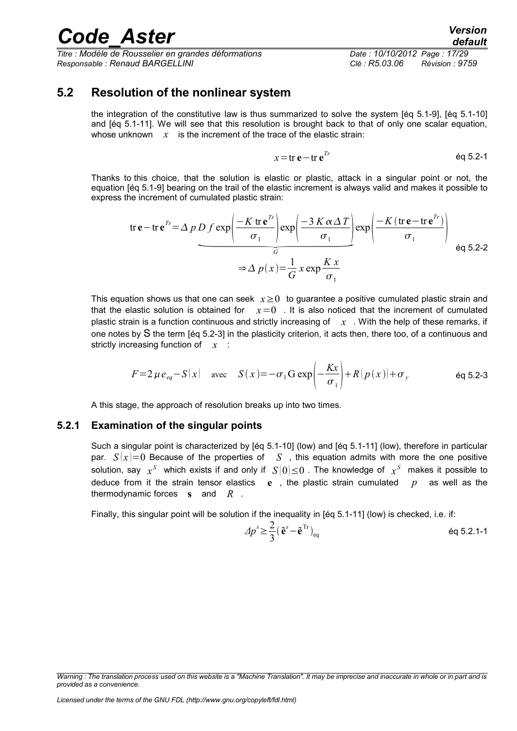## 5.2 Resolution of the nonlinear system

the integration of the constitutive law is thus summarized to solve the system [éq 5.1-9], [éq 5.1-10] and [éq 5.1-11]. We will see that this resolution is brought back to that of only one scalar equation, whose unknown $x$ is the increment of the trace of the elastic strain:

$$x = \operatorname{tr}\mathbf{e} - \operatorname{tr}\mathbf{e}^{Tr} \qquad \text{éq 5.2-1}$$

Thanks to this choice, that the solution is elastic or plastic, attack in a singular point or not, the equation [éq 5.1-9] bearing on the trail of the elastic increment is always valid and makes it possible to express the increment of cumulated plastic strain:

$$\operatorname{tr}\mathbf{e} - \operatorname{tr}\mathbf{e}^{Tr} = \underbrace{\Delta p\, D\, f \exp\left(\frac{-K \operatorname{tr}\mathbf{e}^{Tr}}{\sigma_1}\right) \exp\left(\frac{-3\, K\, \alpha\, \Delta T}{\sigma_1}\right)}_{G} \exp\left(\frac{-K\left(\operatorname{tr}\mathbf{e} - \operatorname{tr}\mathbf{e}^{Tr}\right)}{\sigma_1}\right)$$

$$\Rightarrow \Delta p(x) = \frac{1}{G}\, x \exp\frac{K\, x}{\sigma_1} \qquad \text{éq 5.2-2}$$

This equation shows us that one can seek $x \geq 0$ to guarantee a positive cumulated plastic strain and that the elastic solution is obtained for $x = 0$. It is also noticed that the increment of cumulated plastic strain is a function continuous and strictly increasing of $x$. With the help of these remarks, if one notes by S the term [éq 5.2-3] in the plasticity criterion, it acts then, there too, of a continuous and strictly increasing function of $x$:

$$F = 2\, \mu\, e_{eq} - S(x) \quad \text{avec} \quad S(x) = -\sigma_1\, \mathrm{G} \exp\left(-\frac{Kx}{\sigma_1}\right) + R\left(p(x)\right) + \sigma_y \qquad \text{éq 5.2-3}$$

A this stage, the approach of resolution breaks up into two times.

### 5.2.1 Examination of the singular points

Such a singular point is characterized by [éq 5.1-10] (low) and [éq 5.1-11] (low), therefore in particular par. $S(x) = 0$ Because of the properties of $S$, this equation admits with more the one positive solution, say $x^S$ which exists if and only if $S(0) \leq 0$. The knowledge of $x^S$ makes it possible to deduce from it the strain tensor elastics $\mathbf{e}$, the plastic strain cumulated $p$ as well as the thermodynamic forces $\mathbf{s}$ and $R$.

Finally, this singular point will be solution if the inequality in [éq 5.1-11] (low) is checked, i.e. if:

$$\Delta p^s \geq \frac{2}{3}\left(\tilde{\mathbf{e}}^s - \tilde{\mathbf{e}}^{\mathrm{Tr}}\right)_{\mathrm{eq}} \qquad \text{éq 5.2.1-1}$$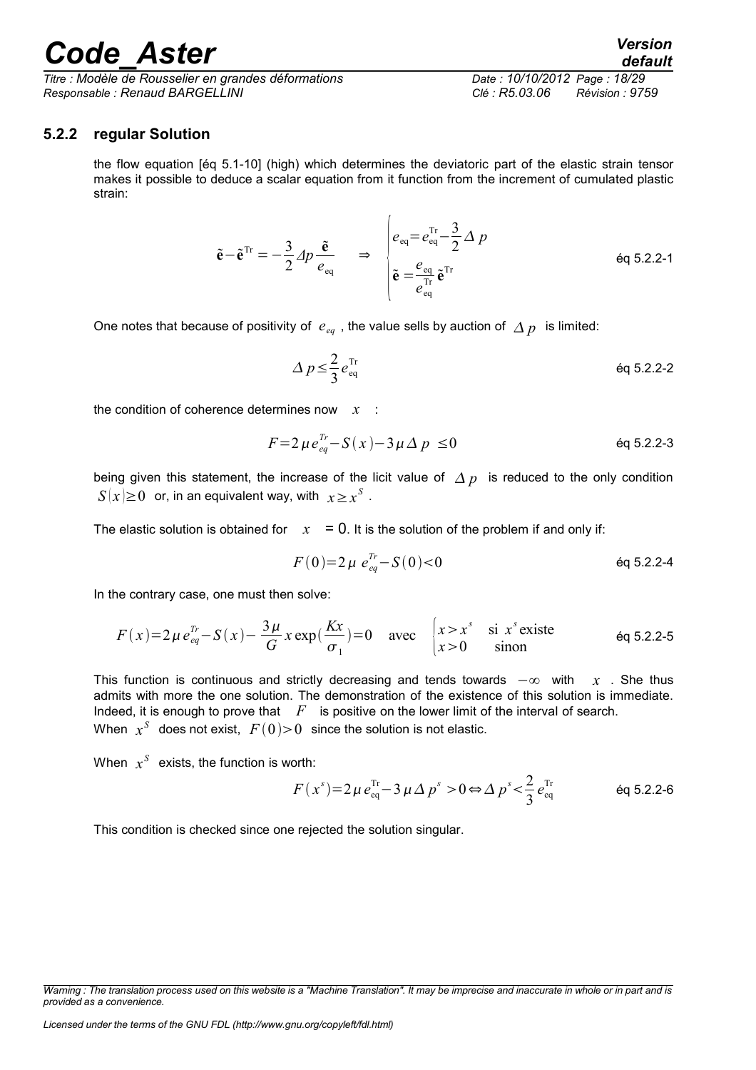### 5.2.2 regular Solution

the flow equation [éq 5.1-10] (high) which determines the deviatoric part of the elastic strain tensor makes it possible to deduce a scalar equation from it function from the increment of cumulated plastic strain:

$$\tilde{\mathbf{e}}-\tilde{\mathbf{e}}^{\mathrm{Tr}}=-\frac{3}{2}\Delta p\frac{\tilde{\mathbf{e}}}{e_{\mathrm{eq}}} \quad \Rightarrow \quad \begin{cases} e_{\mathrm{eq}}=e_{\mathrm{eq}}^{\mathrm{Tr}}-\dfrac{3}{2}\Delta p \\ \tilde{\mathbf{e}}=\dfrac{e_{\mathrm{eq}}}{e_{\mathrm{eq}}^{\mathrm{Tr}}}\tilde{\mathbf{e}}^{\mathrm{Tr}} \end{cases} \qquad \text{éq 5.2.2-1}$$

One notes that because of positivity of $e_{eq}$, the value sells by auction of $\Delta p$ is limited:

$$\Delta p \leq \frac{2}{3} e_{\mathrm{eq}}^{\mathrm{Tr}} \qquad \text{éq 5.2.2-2}$$

the condition of coherence determines now $x$ :

$$F=2\mu e_{eq}^{Tr}-S(x)-3\mu\Delta p \leq 0 \qquad \text{éq 5.2.2-3}$$

being given this statement, the increase of the licit value of $\Delta p$ is reduced to the only condition $S|x|\geq 0$ or, in an equivalent way, with $x\geq x^S$.

The elastic solution is obtained for $x = 0$. It is the solution of the problem if and only if:

$$F(0)=2\mu\, e_{eq}^{Tr}-S(0)<0 \qquad \text{éq 5.2.2-4}$$

In the contrary case, one must then solve:

$$F(x)=2\mu e_{eq}^{Tr}-S(x)-\frac{3\mu}{G}x\exp\left(\frac{Kx}{\sigma_1}\right)=0 \quad \text{avec} \quad \begin{cases} x>x^s & \text{si } x^s \text{ existe} \\ x>0 & \text{sinon} \end{cases} \qquad \text{éq 5.2.2-5}$$

This function is continuous and strictly decreasing and tends towards $-\infty$ with $x$. She thus admits with more the one solution. The demonstration of the existence of this solution is immediate. Indeed, it is enough to prove that $F$ is positive on the lower limit of the interval of search.
When $x^S$ does not exist, $F(0)>0$ since the solution is not elastic.

When $x^S$ exists, the function is worth:

$$F(x^s)=2\mu e_{\mathrm{eq}}^{\mathrm{Tr}}-3\mu\Delta p^s>0 \Leftrightarrow \Delta p^s<\frac{2}{3}e_{\mathrm{eq}}^{\mathrm{Tr}} \qquad \text{éq 5.2.2-6}$$

This condition is checked since one rejected the solution singular.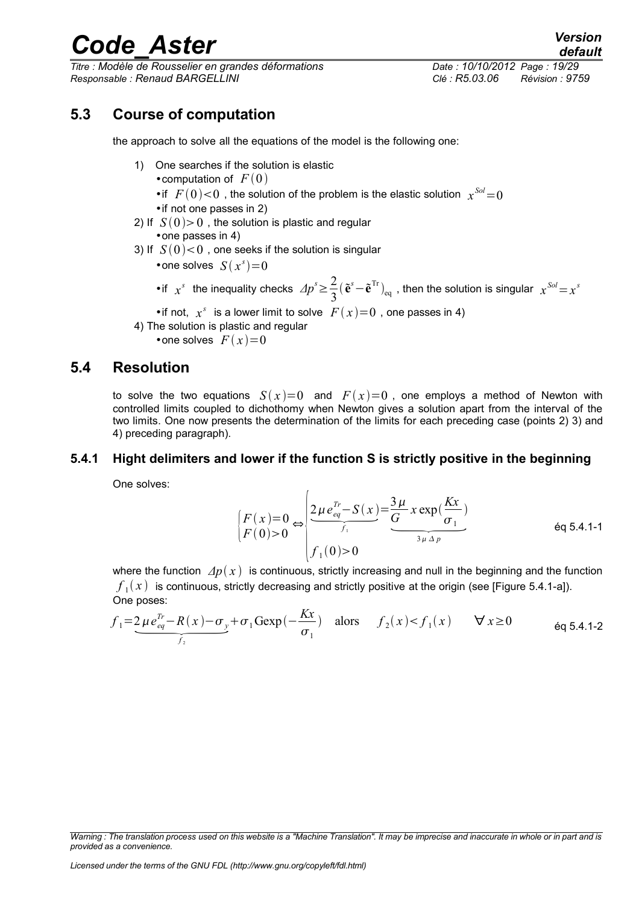## 5.3 Course of computation

the approach to solve all the equations of the model is the following one:

1) One searches if the solution is elastic
   - computation of $F(0)$
   - if $F(0)<0$ , the solution of the problem is the elastic solution $x^{Sol}=0$
   - if not one passes in 2)
2) If $S(0)>0$ , the solution is plastic and regular
   - one passes in 4)
3) If $S(0)<0$ , one seeks if the solution is singular
   - one solves $S(x^s)=0$
   - if $x^s$ the inequality checks $\Delta p^s \geq \frac{2}{3}(\tilde{\mathbf{e}}^s-\tilde{\mathbf{e}}^{\mathrm{Tr}})_{\mathrm{eq}}$ , then the solution is singular $x^{Sol}=x^s$
   - if not, $x^s$ is a lower limit to solve $F(x)=0$ , one passes in 4)
4) The solution is plastic and regular
   - one solves $F(x)=0$

## 5.4 Resolution

to solve the two equations $S(x)=0$ and $F(x)=0$ , one employs a method of Newton with controlled limits coupled to dichothomy when Newton gives a solution apart from the interval of the two limits. One now presents the determination of the limits for each preceding case (points 2) 3) and 4) preceding paragraph).

### 5.4.1 Hight delimiters and lower if the function S is strictly positive in the beginning

One solves:

$$\begin{cases} F(x)=0 \\ F(0)>0 \end{cases} \Leftrightarrow \begin{cases} \underbrace{2\mu e_{eq}^{Tr}-S(x)}_{f_1}=\underbrace{\frac{3\mu}{G}x\exp\left(\frac{Kx}{\sigma_1}\right)}_{3\mu\,\Delta p} \\ f_1(0)>0 \end{cases} \qquad \text{éq 5.4.1-1}$$

where the function $\Delta p(x)$ is continuous, strictly increasing and null in the beginning and the function $f_1(x)$ is continuous, strictly decreasing and strictly positive at the origin (see [Figure 5.4.1-a]).
One poses:

$$f_1=\underbrace{2\mu e_{eq}^{Tr}-R(x)-\sigma_y}_{f_2}+\sigma_1 G\exp\left(-\frac{Kx}{\sigma_1}\right) \quad \text{alors} \quad f_2(x)<f_1(x) \qquad \forall\, x\geq 0 \qquad \text{éq 5.4.1-2}$$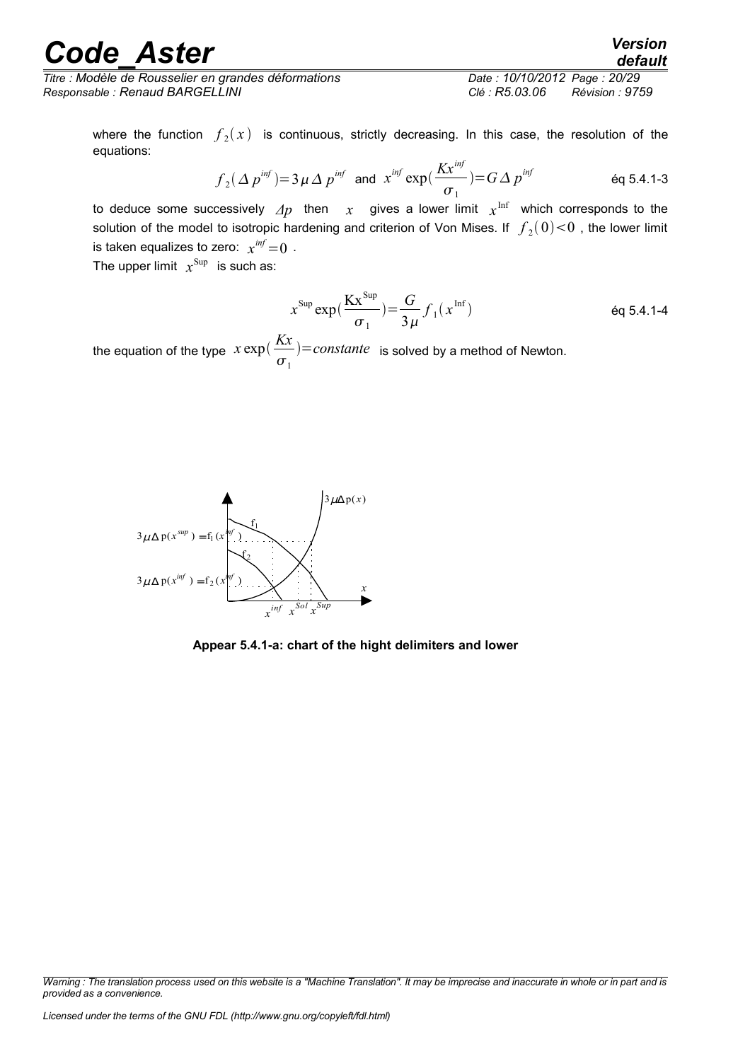where the function $f_2(x)$ is continuous, strictly decreasing. In this case, the resolution of the equations:

$$f_2(\Delta p^{inf}) = 3\mu \Delta p^{inf} \text{ and } x^{inf} \exp\left(\frac{Kx^{inf}}{\sigma_1}\right) = G \Delta p^{inf} \qquad \text{éq 5.4.1-3}$$

to deduce some successively $\Delta p$ then $x$ gives a lower limit $x^{\text{Inf}}$ which corresponds to the solution of the model to isotropic hardening and criterion of Von Mises. If $f_2(0) < 0$ , the lower limit is taken equalizes to zero: $x^{inf} = 0$ .

The upper limit $x^{\text{Sup}}$ is such as:

$$x^{\text{Sup}} \exp\left(\frac{\text{Kx}^{\text{Sup}}}{\sigma_1}\right) = \frac{G}{3\mu} f_1(x^{\text{Inf}}) \qquad \text{éq 5.4.1-4}$$

the equation of the type $x \exp\left(\frac{Kx}{\sigma_1}\right) = constante$ is solved by a method of Newton.

**Appear 5.4.1-a: chart of the hight delimiters and lower**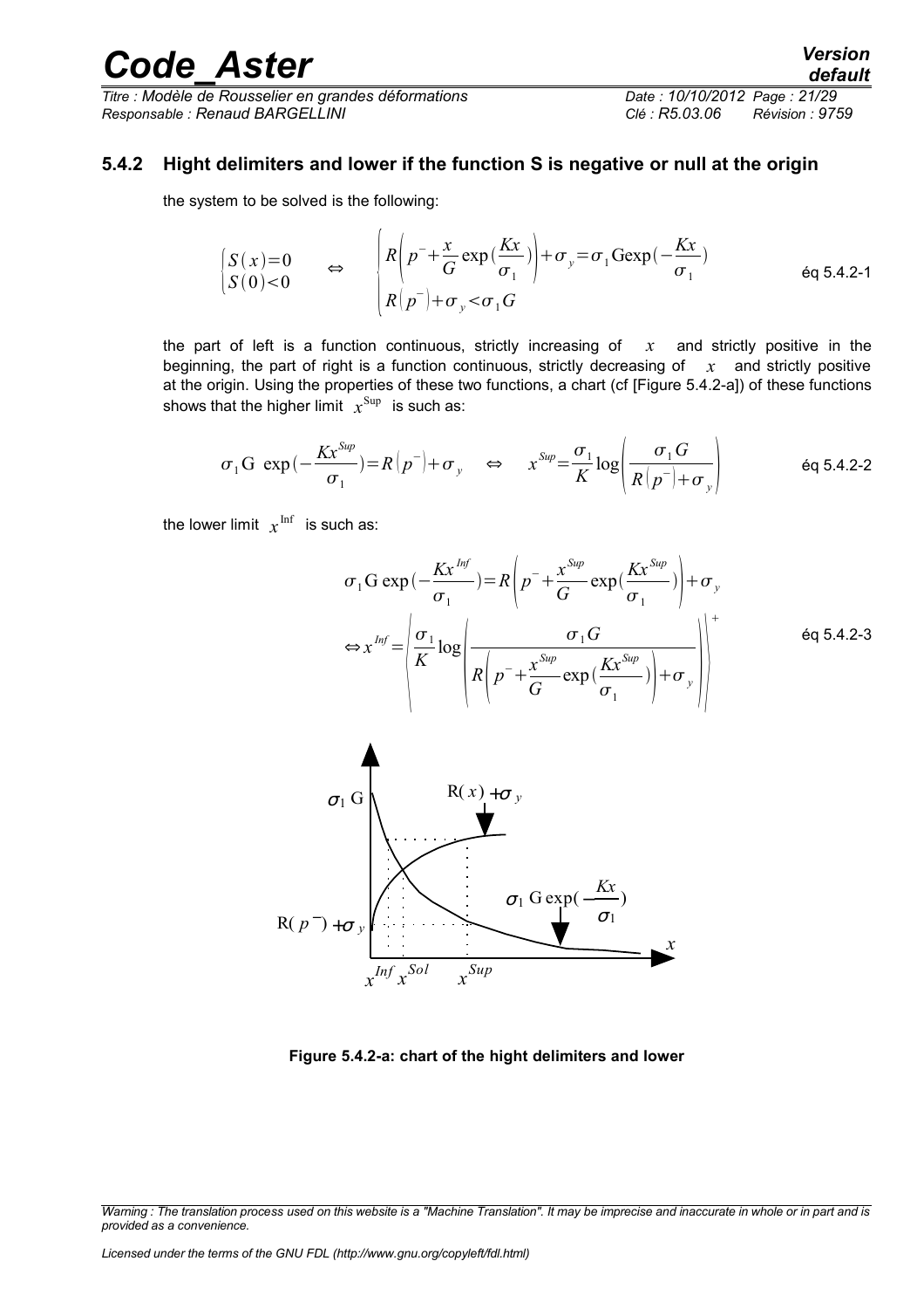### 5.4.2 Hight delimiters and lower if the function S is negative or null at the origin

the system to be solved is the following:

$$\begin{cases} S(x)=0 \\ S(0)<0 \end{cases} \quad \Leftrightarrow \quad \begin{cases} R\left(p^- + \dfrac{x}{G}\exp(\dfrac{Kx}{\sigma_1})\right) + \sigma_y = \sigma_1 G\exp(-\dfrac{Kx}{\sigma_1}) \\ R(p^-) + \sigma_y < \sigma_1 G \end{cases} \qquad \text{éq 5.4.2-1}$$

the part of left is a function continuous, strictly increasing of $x$ and strictly positive in the beginning, the part of right is a function continuous, strictly decreasing of $x$ and strictly positive at the origin. Using the properties of these two functions, a chart (cf [Figure 5.4.2-a]) of these functions shows that the higher limit $x^{\text{Sup}}$ is such as:

$$\sigma_1 G \ \exp(-\frac{Kx^{Sup}}{\sigma_1}) = R(p^-) + \sigma_y \quad \Leftrightarrow \quad x^{Sup} = \frac{\sigma_1}{K}\log\left(\frac{\sigma_1 G}{R(p^-)+\sigma_y}\right) \qquad \text{éq 5.4.2-2}$$

the lower limit $x^{\text{Inf}}$ is such as:

$$\begin{aligned} &\sigma_1 G \exp(-\frac{Kx^{Inf}}{\sigma_1}) = R\left(p^- + \frac{x^{Sup}}{G}\exp(\frac{Kx^{Sup}}{\sigma_1})\right) + \sigma_y \\ &\Leftrightarrow x^{Inf} = \left(\frac{\sigma_1}{K}\log\left(\frac{\sigma_1 G}{R\left(p^- + \dfrac{x^{Sup}}{G}\exp(\dfrac{Kx^{Sup}}{\sigma_1})\right)+\sigma_y}\right)\right)^+ \end{aligned} \qquad \text{éq 5.4.2-3}$$

**Figure 5.4.2-a: chart of the hight delimiters and lower**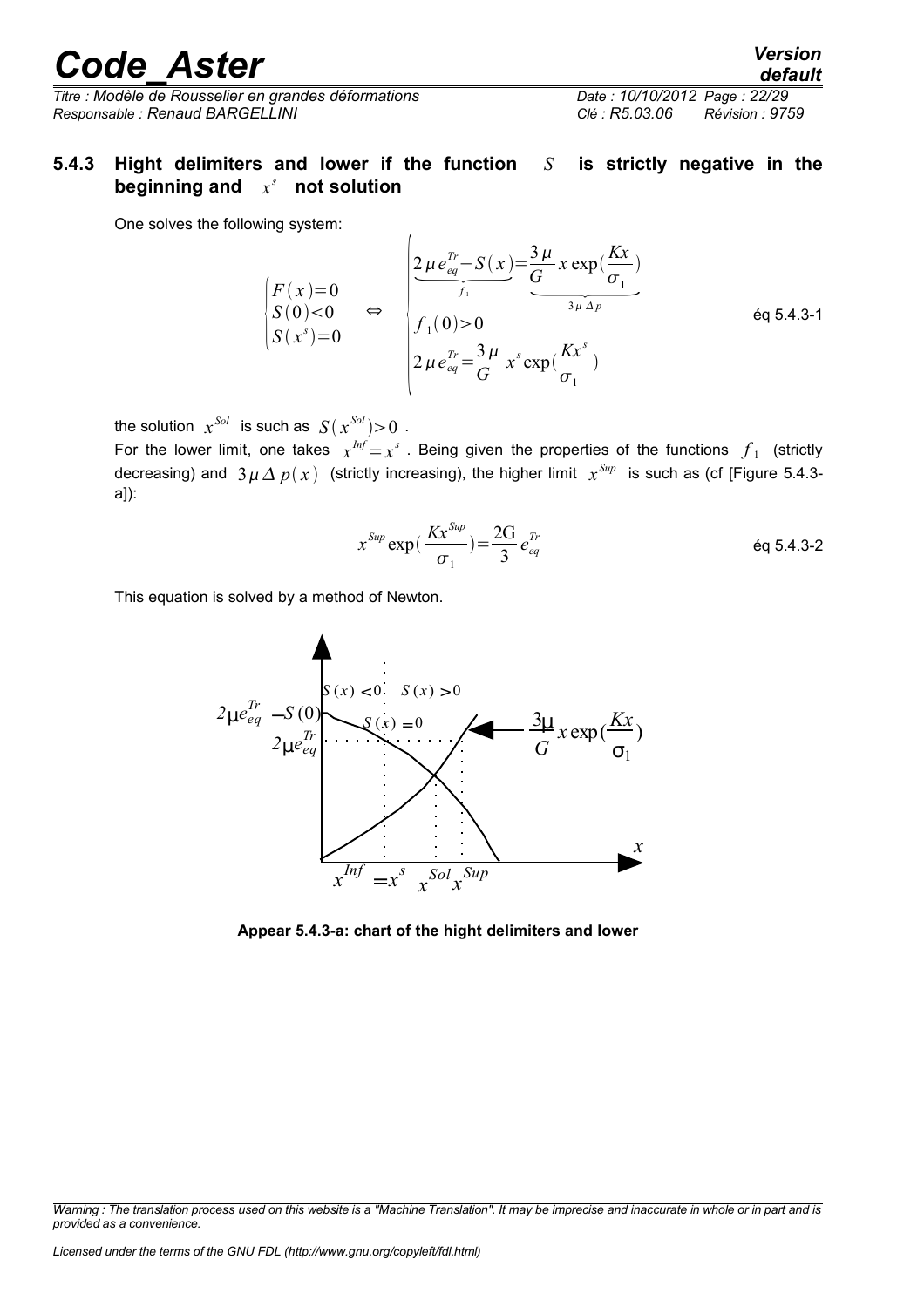### 5.4.3 Hight delimiters and lower if the function $S$ is strictly negative in the beginning and $x^s$ not solution

One solves the following system:

$$\begin{cases} F(x)=0 \\ S(0)<0 \\ S(x^s)=0 \end{cases} \Leftrightarrow \begin{cases} \underbrace{2\mu e_{eq}^{Tr}-S(x)}_{f_1}=\underbrace{\frac{3\mu}{G}x\exp(\frac{Kx}{\sigma_1})}_{3\mu\Delta p} \\ f_1(0)>0 \\ 2\mu e_{eq}^{Tr}=\frac{3\mu}{G}x^s\exp(\frac{Kx^s}{\sigma_1}) \end{cases} \qquad \text{éq 5.4.3-1}$$

the solution $x^{Sol}$ is such as $S(x^{Sol})>0$ .

For the lower limit, one takes $x^{Inf}=x^s$ . Being given the properties of the functions $f_1$ (strictly decreasing) and $3\mu\Delta p(x)$ (strictly increasing), the higher limit $x^{Sup}$ is such as (cf [Figure 5.4.3-a]):

$$x^{Sup}\exp(\frac{Kx^{Sup}}{\sigma_1})=\frac{2G}{3}e_{eq}^{Tr} \qquad \text{éq 5.4.3-2}$$

This equation is solved by a method of Newton.

Appear 5.4.3-a: chart of the hight delimiters and lower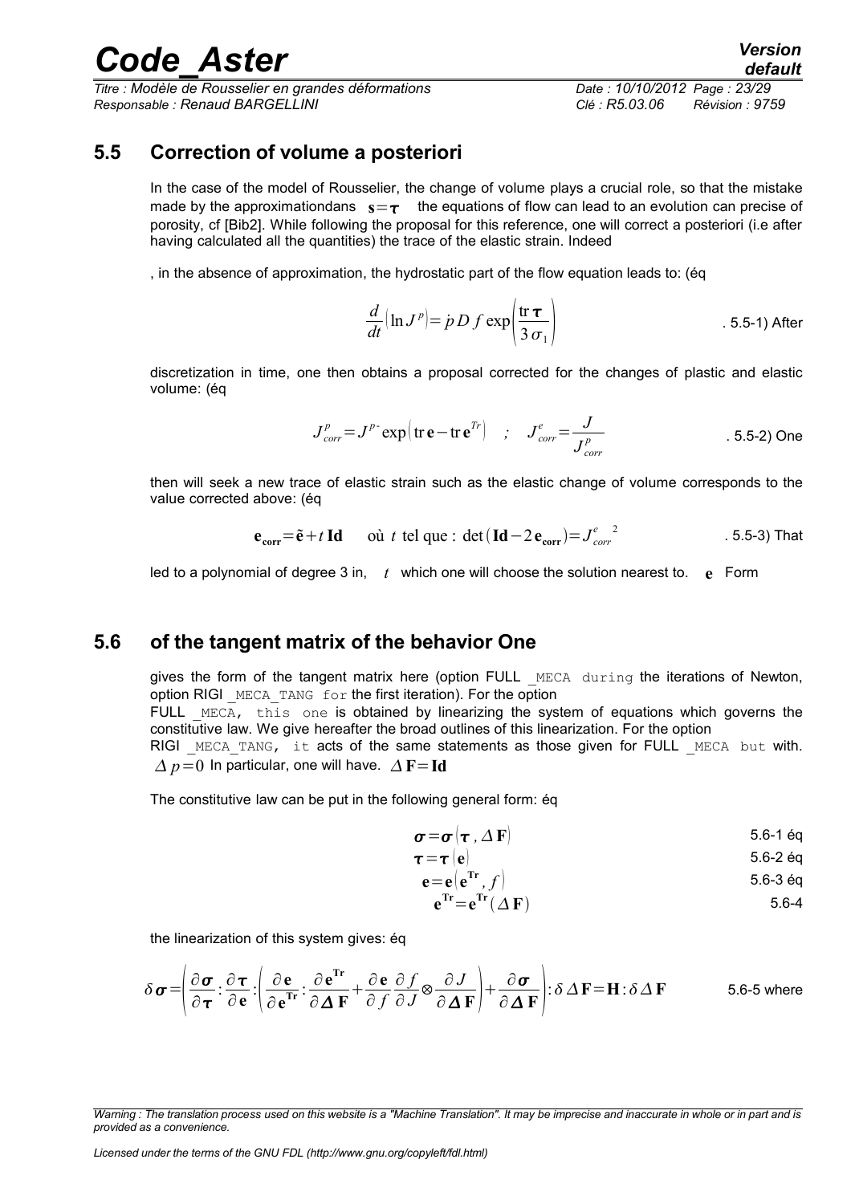## 5.5 Correction of volume a posteriori

In the case of the model of Rousselier, the change of volume plays a crucial role, so that the mistake made by the approximationdans $\mathbf{s}=\boldsymbol{\tau}$ the equations of flow can lead to an evolution can precise of porosity, cf [Bib2]. While following the proposal for this reference, one will correct a posteriori (i.e after having calculated all the quantities) the trace of the elastic strain. Indeed

, in the absence of approximation, the hydrostatic part of the flow equation leads to: (éq

$$\frac{d}{dt}\left(\ln J^{p}\right)=\dot{p}\,D\,f\exp\left(\frac{\operatorname{tr}\boldsymbol{\tau}}{3\,\sigma_{1}}\right)$$

. 5.5-1) After

discretization in time, one then obtains a proposal corrected for the changes of plastic and elastic volume: (éq

$$J^{p}_{corr}=J^{p-}\exp\left(\operatorname{tr}\mathbf{e}-\operatorname{tr}\mathbf{e}^{Tr}\right)\quad;\quad J^{e}_{corr}=\frac{J}{J^{p}_{corr}}$$

. 5.5-2) One

then will seek a new trace of elastic strain such as the elastic change of volume corresponds to the value corrected above: (éq

$$\mathbf{e_{corr}}=\tilde{\mathbf{e}}+t\,\mathbf{Id}\qquad \text{où } t \text{ tel que : } \det\left(\mathbf{Id}-2\,\mathbf{e_{corr}}\right)=J^{e\ \ 2}_{corr}$$

. 5.5-3) That

led to a polynomial of degree 3 in, $t$ which one will choose the solution nearest to. $\mathbf{e}$ Form

## 5.6 of the tangent matrix of the behavior One

gives the form of the tangent matrix here (option FULL _MECA during the iterations of Newton, option RIGI _MECA_TANG for the first iteration). For the option
FULL _MECA, this one is obtained by linearizing the system of equations which governs the constitutive law. We give hereafter the broad outlines of this linearization. For the option
RIGI _MECA_TANG, it acts of the same statements as those given for FULL _MECA but with. $\Delta p=0$ In particular, one will have. $\Delta\mathbf{F}=\mathbf{Id}$

The constitutive law can be put in the following general form: éq

$$\boldsymbol{\sigma}=\boldsymbol{\sigma}\left(\boldsymbol{\tau}\,,\Delta\mathbf{F}\right) \qquad 5.6\text{-}1 \text{ éq}$$

$$\boldsymbol{\tau}=\boldsymbol{\tau}\left(\mathbf{e}\right) \qquad 5.6\text{-}2 \text{ éq}$$

$$\mathbf{e}=\mathbf{e}\left(\mathbf{e}^{\mathbf{Tr}},f\right) \qquad 5.6\text{-}3 \text{ éq}$$

$$\mathbf{e}^{\mathbf{Tr}}=\mathbf{e}^{\mathbf{Tr}}\left(\Delta\mathbf{F}\right) \qquad 5.6\text{-}4$$

the linearization of this system gives: éq

$$\delta\boldsymbol{\sigma}=\left(\frac{\partial\boldsymbol{\sigma}}{\partial\boldsymbol{\tau}}:\frac{\partial\boldsymbol{\tau}}{\partial\mathbf{e}}:\left(\frac{\partial\mathbf{e}}{\partial\mathbf{e}^{\mathbf{Tr}}}:\frac{\partial\mathbf{e}^{\mathbf{Tr}}}{\partial\boldsymbol{\Delta}\mathbf{F}}+\frac{\partial\mathbf{e}}{\partial f}\frac{\partial f}{\partial J}\otimes\frac{\partial J}{\partial\boldsymbol{\Delta}\mathbf{F}}\right)+\frac{\partial\boldsymbol{\sigma}}{\partial\boldsymbol{\Delta}\mathbf{F}}\right):\delta\Delta\mathbf{F}=\mathbf{H}:\delta\Delta\mathbf{F}$$

5.6-5 where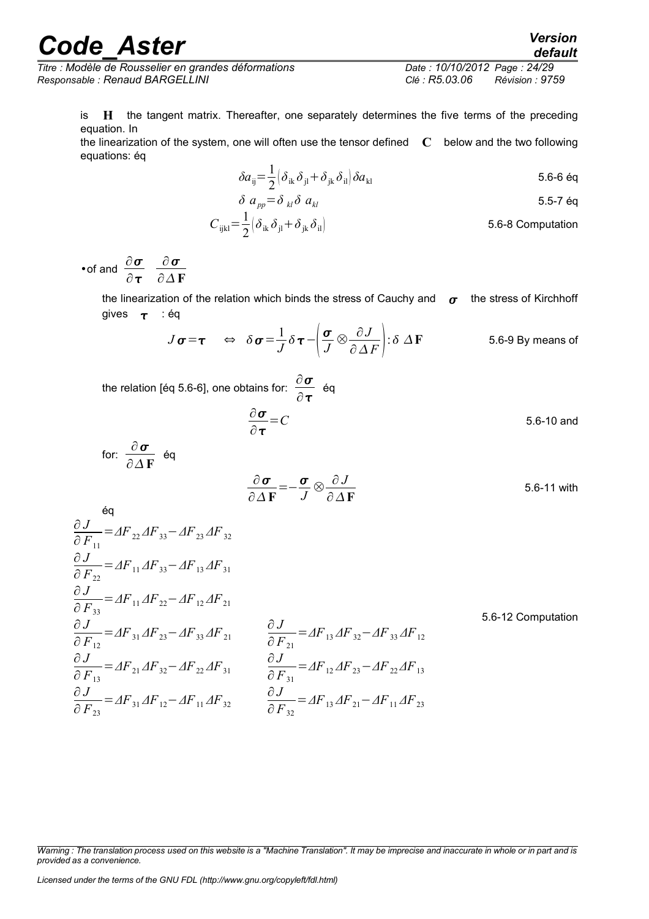is $\mathbf{H}$ the tangent matrix. Thereafter, one separately determines the five terms of the preceding equation. In
the linearization of the system, one will often use the tensor defined $\mathbf{C}$ below and the two following equations: éq

$$\delta a_{ij}=\frac{1}{2}\left(\delta_{ik}\delta_{jl}+\delta_{jk}\delta_{il}\right)\delta a_{kl} \qquad \text{5.6-6 éq}$$

$$\delta\, a_{pp}=\delta_{kl}\delta\, a_{kl} \qquad \text{5.5-7 éq}$$

$$C_{ijkl}=\frac{1}{2}\left(\delta_{ik}\delta_{jl}+\delta_{jk}\delta_{il}\right) \qquad \text{5.6-8 Computation}$$

- of and $\dfrac{\partial\boldsymbol{\sigma}}{\partial\boldsymbol{\tau}}$ $\dfrac{\partial\boldsymbol{\sigma}}{\partial\Delta\mathbf{F}}$

  the linearization of the relation which binds the stress of Cauchy and $\boldsymbol{\sigma}$ the stress of Kirchhoff gives $\boldsymbol{\tau}$ : éq

$$J\boldsymbol{\sigma}=\boldsymbol{\tau} \quad \Leftrightarrow \quad \delta\boldsymbol{\sigma}=\frac{1}{J}\delta\boldsymbol{\tau}-\left(\frac{\boldsymbol{\sigma}}{J}\otimes\frac{\partial J}{\partial\Delta F}\right):\delta\;\Delta\mathbf{F} \qquad \text{5.6-9 By means of}$$

the relation [éq 5.6-6], one obtains for: $\dfrac{\partial\boldsymbol{\sigma}}{\partial\boldsymbol{\tau}}$ éq

$$\frac{\partial\boldsymbol{\sigma}}{\partial\boldsymbol{\tau}}=C \qquad \text{5.6-10 and}$$

for: $\dfrac{\partial\boldsymbol{\sigma}}{\partial\Delta\mathbf{F}}$ éq

$$\frac{\partial\boldsymbol{\sigma}}{\partial\Delta\mathbf{F}}=-\frac{\boldsymbol{\sigma}}{J}\otimes\frac{\partial J}{\partial\Delta\mathbf{F}} \qquad \text{5.6-11 with}$$

éq

$$\frac{\partial J}{\partial F_{11}}=\Delta F_{22}\Delta F_{33}-\Delta F_{23}\Delta F_{32}$$

$$\frac{\partial J}{\partial F_{22}}=\Delta F_{11}\Delta F_{33}-\Delta F_{13}\Delta F_{31}$$

$$\frac{\partial J}{\partial F_{33}}=\Delta F_{11}\Delta F_{22}-\Delta F_{12}\Delta F_{21}$$

$$\frac{\partial J}{\partial F_{12}}=\Delta F_{31}\Delta F_{23}-\Delta F_{33}\Delta F_{21} \qquad \frac{\partial J}{\partial F_{21}}=\Delta F_{13}\Delta F_{32}-\Delta F_{33}\Delta F_{12} \qquad \text{5.6-12 Computation}$$

$$\frac{\partial J}{\partial F_{13}}=\Delta F_{21}\Delta F_{32}-\Delta F_{22}\Delta F_{31} \qquad \frac{\partial J}{\partial F_{31}}=\Delta F_{12}\Delta F_{23}-\Delta F_{22}\Delta F_{13}$$

$$\frac{\partial J}{\partial F_{23}}=\Delta F_{31}\Delta F_{12}-\Delta F_{11}\Delta F_{32} \qquad \frac{\partial J}{\partial F_{32}}=\Delta F_{13}\Delta F_{21}-\Delta F_{11}\Delta F_{23}$$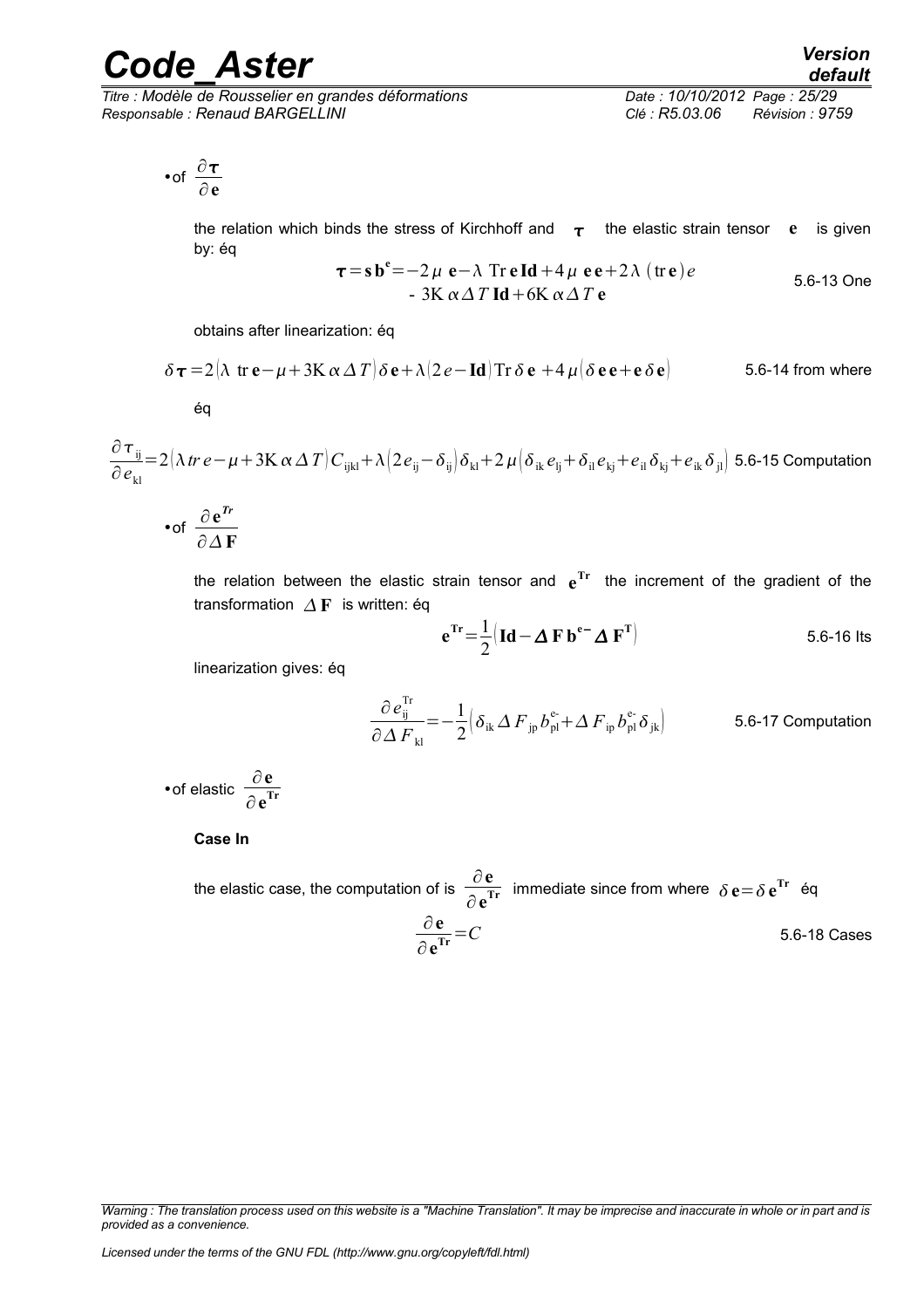• of $\dfrac{\partial \boldsymbol{\tau}}{\partial \mathbf{e}}$

the relation which binds the stress of Kirchhoff and $\boldsymbol{\tau}$ the elastic strain tensor $\mathbf{e}$ is given by: éq

$$\boldsymbol{\tau} = \mathbf{s}\,\mathbf{b}^{\mathbf{e}} = -2\mu\,\mathbf{e} - \lambda\,\mathrm{Tr}\,\mathbf{e}\,\mathbf{Id} + 4\mu\,\mathbf{e}\,\mathbf{e} + 2\lambda\,(\mathrm{tr}\,\mathbf{e})\,e \\ -\,3\mathrm{K}\,\alpha\,\Delta T\,\mathbf{Id} + 6\mathrm{K}\,\alpha\,\Delta T\,\mathbf{e}$$

5.6-13 One

obtains after linearization: éq

$$\delta\boldsymbol{\tau} = 2\left(\lambda\ \mathrm{tr}\,\mathbf{e} - \mu + 3\mathrm{K}\,\alpha\,\Delta T\right)\delta\mathbf{e} + \lambda\left(2e - \mathbf{Id}\right)\mathrm{Tr}\,\delta\,\mathbf{e} + 4\mu\left(\delta\,\mathbf{e}\,\mathbf{e} + \mathbf{e}\,\delta\,\mathbf{e}\right)$$

5.6-14 from where

éq

$$\frac{\partial \tau_{ij}}{\partial e_{kl}} = 2\left(\lambda\,tr\,e - \mu + 3\mathrm{K}\,\alpha\,\Delta T\right)C_{ijkl} + \lambda\left(2e_{ij} - \delta_{ij}\right)\delta_{kl} + 2\mu\left(\delta_{ik}\,e_{lj} + \delta_{il}\,e_{kj} + e_{il}\,\delta_{kj} + e_{ik}\,\delta_{jl}\right)$$

5.6-15 Computation

• of $\dfrac{\partial \mathbf{e}^{\boldsymbol{Tr}}}{\partial \Delta\,\mathbf{F}}$

the relation between the elastic strain tensor and $\mathbf{e}^{\mathbf{Tr}}$ the increment of the gradient of the transformation $\Delta\,\mathbf{F}$ is written: éq

$$\mathbf{e}^{\mathbf{Tr}} = \frac{1}{2}\left(\mathbf{Id} - \boldsymbol{\Delta}\,\mathbf{F}\,\mathbf{b}^{\mathbf{e}-}\,\boldsymbol{\Delta}\,\mathbf{F}^{\mathbf{T}}\right)$$

5.6-16 Its

linearization gives: éq

$$\frac{\partial e^{\mathrm{Tr}}_{ij}}{\partial \Delta F_{kl}} = -\frac{1}{2}\left(\delta_{ik}\,\Delta F_{jp}\,b^{e-}_{pl} + \Delta F_{ip}\,b^{e-}_{pl}\,\delta_{jk}\right)$$

5.6-17 Computation

• of elastic $\dfrac{\partial \mathbf{e}}{\partial \mathbf{e}^{\mathbf{Tr}}}$

**Case In**

the elastic case, the computation of is $\dfrac{\partial \mathbf{e}}{\partial \mathbf{e}^{\mathbf{Tr}}}$ immediate since from where $\delta\,\mathbf{e} = \delta\,\mathbf{e}^{\mathbf{Tr}}$ éq

$$\frac{\partial \mathbf{e}}{\partial \mathbf{e}^{\mathbf{Tr}}} = C$$

5.6-18 Cases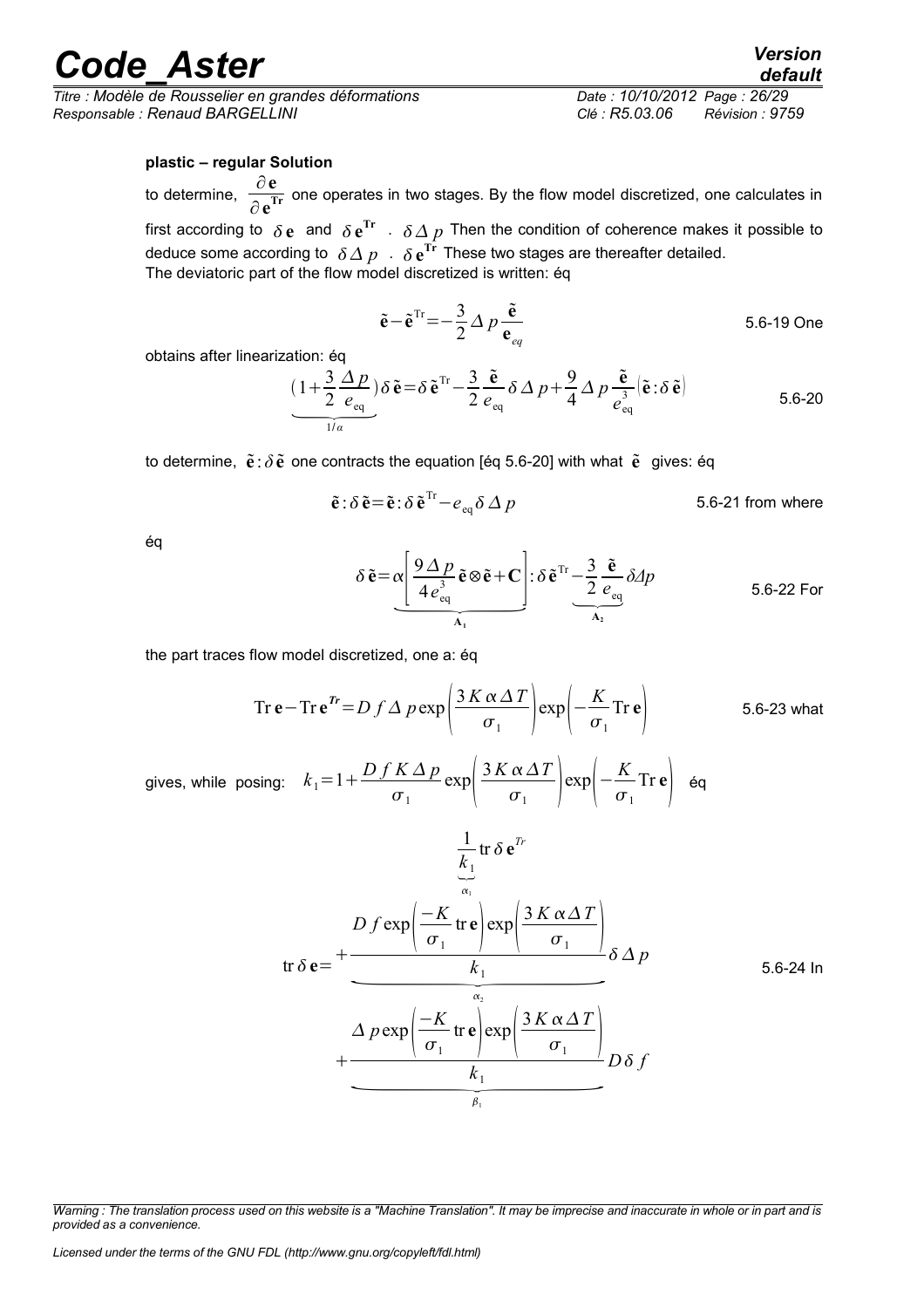**plastic – regular Solution**

to determine, $\dfrac{\partial \mathbf{e}}{\partial \mathbf{e}^{\mathbf{Tr}}}$ one operates in two stages. By the flow model discretized, one calculates in first according to $\delta \mathbf{e}$ and $\delta \mathbf{e}^{\mathbf{Tr}}$ . $\delta \Delta p$ Then the condition of coherence makes it possible to deduce some according to $\delta \Delta p$ . $\delta \mathbf{e}^{\mathbf{Tr}}$ These two stages are thereafter detailed.
The deviatoric part of the flow model discretized is written: éq

$$\tilde{\mathbf{e}}-\tilde{\mathbf{e}}^{\mathrm{Tr}}=-\frac{3}{2}\Delta p\frac{\tilde{\mathbf{e}}}{\mathbf{e}_{eq}} \quad \text{5.6-19}$$

One obtains after linearization: éq

$$\underbrace{\left(1+\frac{3}{2}\frac{\Delta p}{e_{\mathrm{eq}}}\right)}_{1/\alpha}\delta\tilde{\mathbf{e}}=\delta\tilde{\mathbf{e}}^{\mathrm{Tr}}-\frac{3}{2}\frac{\tilde{\mathbf{e}}}{e_{\mathrm{eq}}}\delta\Delta p+\frac{9}{4}\Delta p\frac{\tilde{\mathbf{e}}}{e_{\mathrm{eq}}^{3}}(\tilde{\mathbf{e}}:\delta\tilde{\mathbf{e}}) \quad \text{5.6-20}$$

to determine, $\tilde{\mathbf{e}}:\delta\tilde{\mathbf{e}}$ one contracts the equation [éq 5.6-20] with what $\tilde{\mathbf{e}}$ gives: éq

$$\tilde{\mathbf{e}}:\delta\tilde{\mathbf{e}}=\tilde{\mathbf{e}}:\delta\tilde{\mathbf{e}}^{\mathrm{Tr}}-e_{\mathrm{eq}}\delta\Delta p \quad \text{5.6-21}$$

from where éq

$$\delta\tilde{\mathbf{e}}=\underbrace{\alpha\left[\frac{9\Delta p}{4e_{\mathrm{eq}}^{3}}\tilde{\mathbf{e}}\otimes\tilde{\mathbf{e}}+\mathbf{C}\right]}_{\mathbf{A}_1}:\delta\tilde{\mathbf{e}}^{\mathrm{Tr}}\underbrace{-\frac{3}{2}\frac{\tilde{\mathbf{e}}}{e_{\mathrm{eq}}}}_{\mathbf{A}_2}\delta\Delta p \quad \text{5.6-22}$$

For the part traces flow model discretized, one a: éq

$$\mathrm{Tr}\,\mathbf{e}-\mathrm{Tr}\,\mathbf{e}^{Tr}=D\,f\,\Delta p\exp\left(\frac{3K\alpha\Delta T}{\sigma_1}\right)\exp\left(-\frac{K}{\sigma_1}\mathrm{Tr}\,\mathbf{e}\right) \quad \text{5.6-23}$$

what gives, while posing: $k_1=1+\dfrac{D\,f\,K\,\Delta p}{\sigma_1}\exp\left(\dfrac{3K\alpha\Delta T}{\sigma_1}\right)\exp\left(-\dfrac{K}{\sigma_1}\mathrm{Tr}\,\mathbf{e}\right)$ éq

$$\mathrm{tr}\,\delta\mathbf{e}=\underbrace{\frac{1}{k_1}}_{\alpha_1}\mathrm{tr}\,\delta\mathbf{e}^{Tr}+\underbrace{\frac{D\,f\exp\left(\frac{-K}{\sigma_1}\mathrm{tr}\,\mathbf{e}\right)\exp\left(\frac{3K\alpha\Delta T}{\sigma_1}\right)}{k_1}}_{\alpha_2}\delta\Delta p+\underbrace{\frac{\Delta p\exp\left(\frac{-K}{\sigma_1}\mathrm{tr}\,\mathbf{e}\right)\exp\left(\frac{3K\alpha\Delta T}{\sigma_1}\right)}{k_1}}_{\beta_1}D\,\delta f \quad \text{5.6-24}$$

In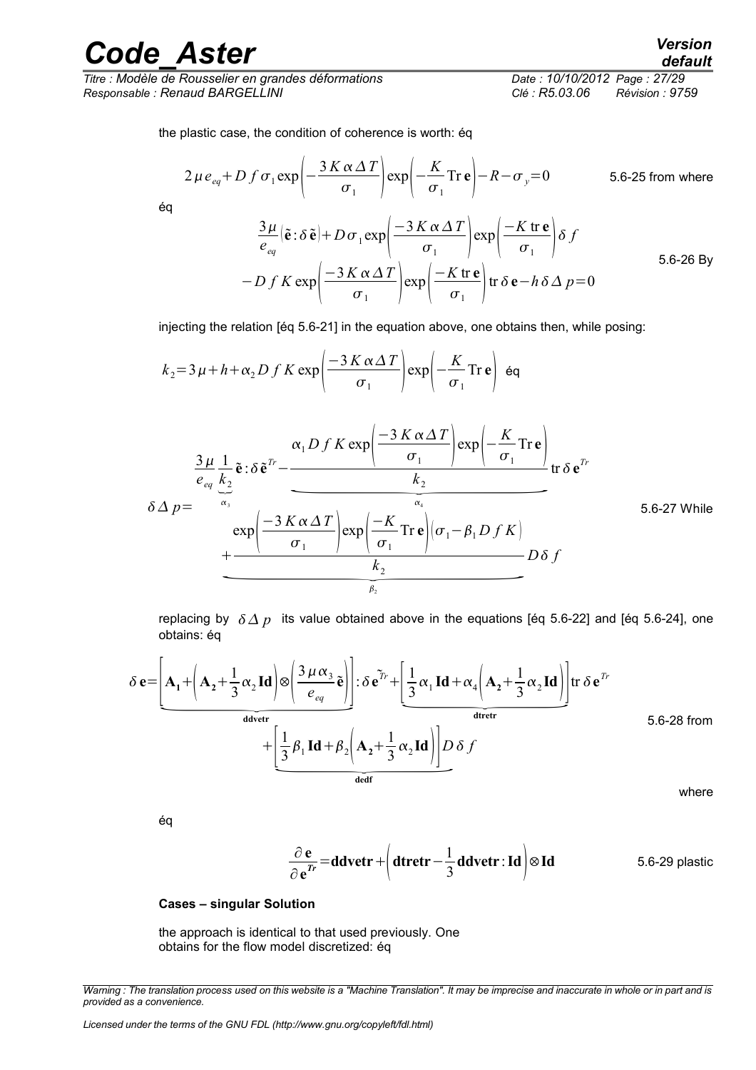the plastic case, the condition of coherence is worth: éq

$$2\mu e_{eq}+D\,f\,\sigma_1 \exp\left(-\frac{3K\alpha\Delta T}{\sigma_1}\right)\exp\left(-\frac{K}{\sigma_1}\mathrm{Tr}\,\mathbf{e}\right)-R-\sigma_y=0$$

5.6-25 from where

éq

$$\frac{3\mu}{e_{eq}}\left(\tilde{\mathbf{e}}:\delta\tilde{\mathbf{e}}\right)+D\sigma_1\exp\left(\frac{-3K\alpha\Delta T}{\sigma_1}\right)\exp\left(\frac{-K\,\mathrm{tr}\,\mathbf{e}}{\sigma_1}\right)\delta f$$
$$-D\,f\,K\exp\left(\frac{-3K\alpha\Delta T}{\sigma_1}\right)\exp\left(\frac{-K\,\mathrm{tr}\,\mathbf{e}}{\sigma_1}\right)\mathrm{tr}\,\delta\mathbf{e}-h\,\delta\Delta p=0$$

5.6-26 By

injecting the relation [éq 5.6-21] in the equation above, one obtains then, while posing:

$$k_2=3\mu+h+\alpha_2 D\,f\,K\exp\left(\frac{-3K\alpha\Delta T}{\sigma_1}\right)\exp\left(-\frac{K}{\sigma_1}\mathrm{Tr}\,\mathbf{e}\right)$$

éq

$$\delta\Delta p=\underbrace{\frac{3\mu}{e_{eq}}\frac{1}{k_2}}_{\alpha_3}\tilde{\mathbf{e}}:\delta\tilde{\mathbf{e}}^{Tr}-\underbrace{\frac{\alpha_1 D\,f\,K\exp\left(\frac{-3K\alpha\Delta T}{\sigma_1}\right)\exp\left(-\frac{K}{\sigma_1}\mathrm{Tr}\,\mathbf{e}\right)}{k_2}}_{\alpha_4}\mathrm{tr}\,\delta\mathbf{e}^{Tr}+\underbrace{\frac{\exp\left(\frac{-3K\alpha\Delta T}{\sigma_1}\right)\exp\left(\frac{-K}{\sigma_1}\mathrm{Tr}\,\mathbf{e}\right)\left(\sigma_1-\beta_1 D\,f\,K\right)}{k_2}}_{\beta_2}D\,\delta f$$

5.6-27 While

replacing by $\delta\Delta p$ its value obtained above in the equations [éq 5.6-22] and [éq 5.6-24], one obtains: éq

$$\delta\mathbf{e}=\underbrace{\left[\mathbf{A_1}+\left(\mathbf{A_2}+\frac{1}{3}\alpha_2\mathbf{Id}\right)\otimes\left(\frac{3\mu\alpha_3}{e_{eq}}\tilde{\mathbf{e}}\right)\right]}_{\mathbf{ddvetr}}:\delta\tilde{\mathbf{e}}^{Tr}+\underbrace{\left[\frac{1}{3}\alpha_1\mathbf{Id}+\alpha_4\left(\mathbf{A_2}+\frac{1}{3}\alpha_2\mathbf{Id}\right)\right]}_{\mathbf{dtretr}}\mathrm{tr}\,\delta\mathbf{e}^{Tr}$$
$$+\underbrace{\left[\frac{1}{3}\beta_1\mathbf{Id}+\beta_2\left(\mathbf{A_2}+\frac{1}{3}\alpha_2\mathbf{Id}\right)\right]}_{\mathbf{dedf}}D\,\delta f$$

5.6-28 from

where

éq

$$\frac{\partial\mathbf{e}}{\partial\mathbf{e}^{Tr}}=\mathbf{ddvetr}+\left(\mathbf{dtretr}-\frac{1}{3}\mathbf{ddvetr}:\mathbf{Id}\right)\otimes\mathbf{Id}$$

5.6-29 plastic

**Cases – singular Solution**

the approach is identical to that used previously. One obtains for the flow model discretized: éq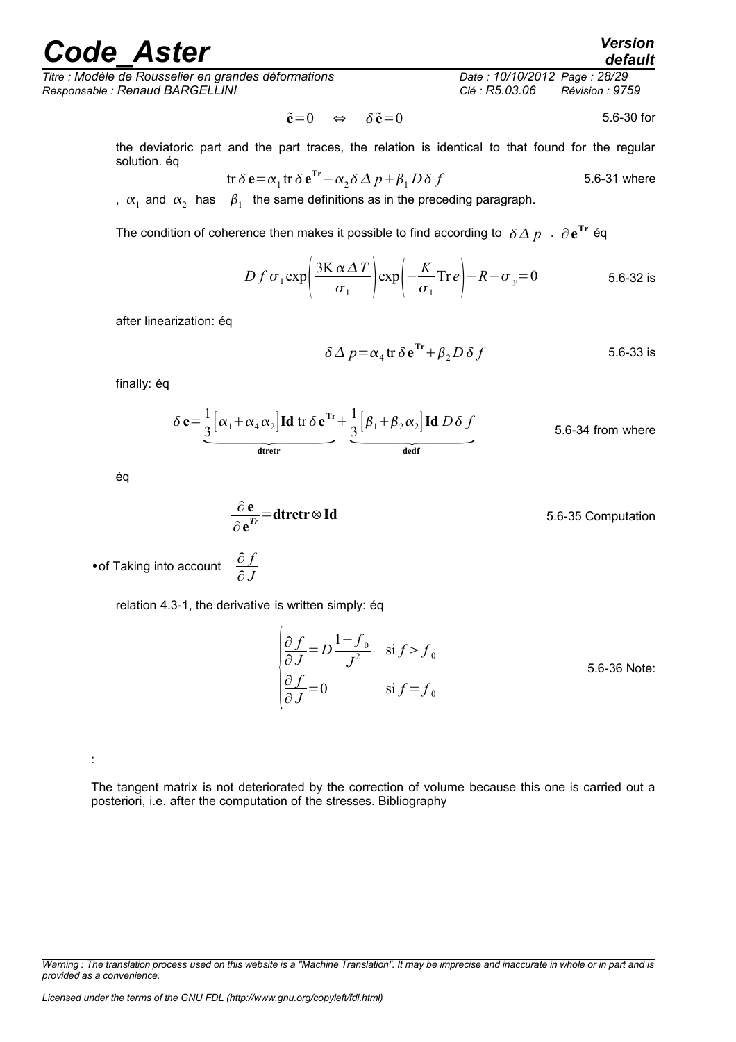$$\tilde{\mathbf{e}}=0 \quad \Leftrightarrow \quad \delta\,\tilde{\mathbf{e}}=0$$

5.6-30 for

the deviatoric part and the part traces, the relation is identical to that found for the regular solution. éq

$$\operatorname{tr}\delta\,\mathbf{e}=\alpha_1 \operatorname{tr}\delta\,\mathbf{e}^{\mathbf{Tr}}+\alpha_2\,\delta\,\Delta\,p+\beta_1\,D\,\delta\,f$$

5.6-31 where

, $\alpha_1$ and $\alpha_2$ has $\beta_1$ the same definitions as in the preceding paragraph.

The condition of coherence then makes it possible to find according to $\delta\,\Delta\,p$ . $\partial\,\mathbf{e}^{\mathbf{Tr}}$ éq

$$D\,f\,\sigma_1 \exp\left(\frac{3\mathrm{K}\,\alpha\,\Delta\,T}{\sigma_1}\right)\exp\left(-\frac{K}{\sigma_1}\operatorname{Tr} e\right)-R-\sigma_y=0$$

5.6-32 is

after linearization: éq

$$\delta\,\Delta\,p=\alpha_4 \operatorname{tr}\delta\,\mathbf{e}^{\mathbf{Tr}}+\beta_2\,D\,\delta\,f$$

5.6-33 is

finally: éq

$$\delta\,\mathbf{e}=\underbrace{\frac{1}{3}\left[\alpha_1+\alpha_4\,\alpha_2\right]\mathbf{Id}\,\operatorname{tr}\delta\,\mathbf{e}^{\mathbf{Tr}}}_{\mathbf{dtretr}}+\underbrace{\frac{1}{3}\left[\beta_1+\beta_2\,\alpha_2\right]\mathbf{Id}\,D\,\delta\,f}_{\mathbf{dedf}}$$

5.6-34 from where

éq

$$\frac{\partial\,\mathbf{e}}{\partial\,\mathbf{e}^{Tr}}=\mathbf{dtretr}\otimes\mathbf{Id}$$

5.6-35 Computation

- of Taking into account $\dfrac{\partial\,f}{\partial\,J}$

relation 4.3-1, the derivative is written simply: éq

$$\begin{cases} \dfrac{\partial\,f}{\partial\,J}=D\dfrac{1-f_0}{J^2} & \text{si } f>f_0 \\ \dfrac{\partial\,f}{\partial\,J}=0 & \text{si } f=f_0 \end{cases}$$

5.6-36 Note:

:

The tangent matrix is not deteriorated by the correction of volume because this one is carried out a posteriori, i.e. after the computation of the stresses. Bibliography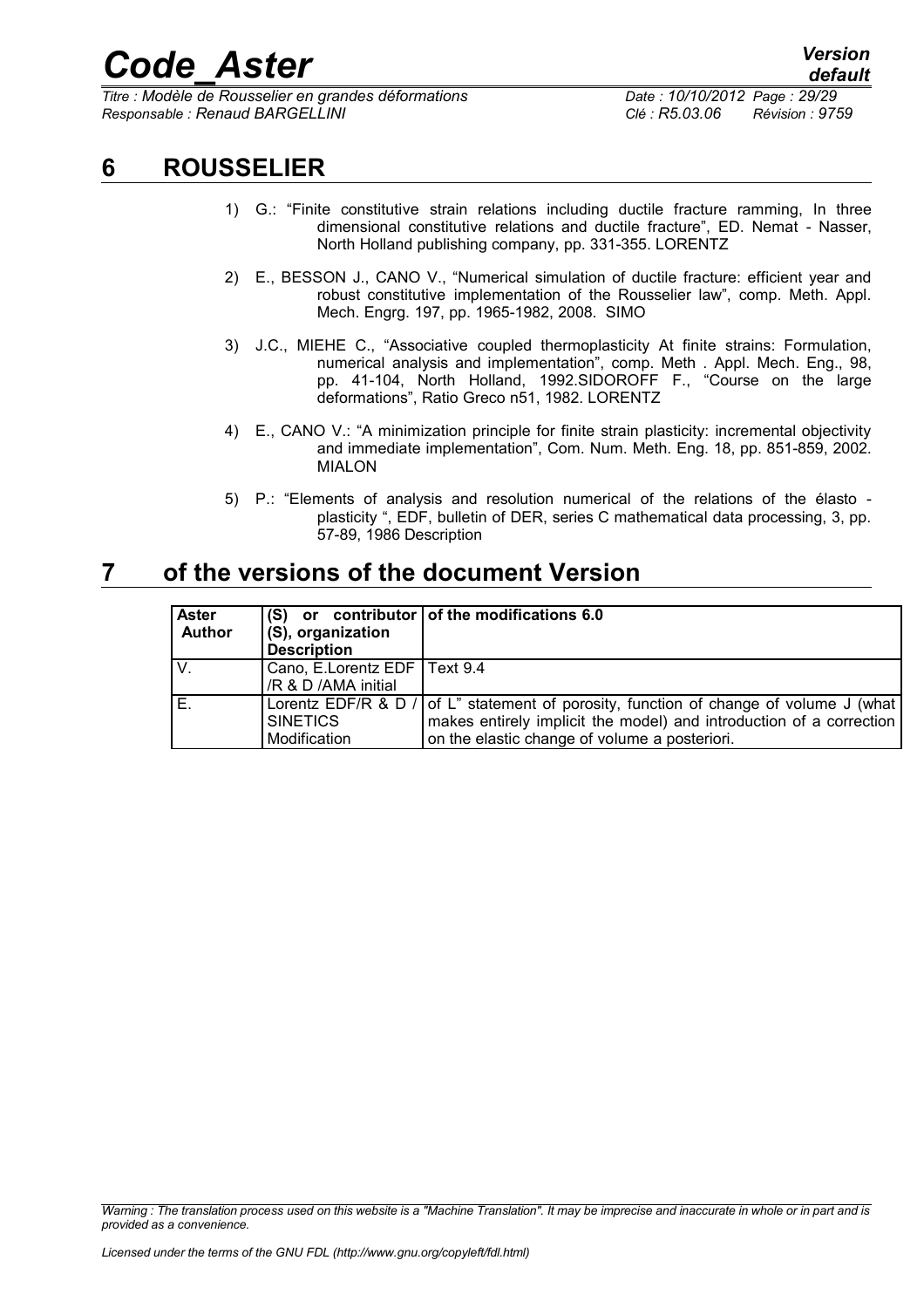## 6 ROUSSELIER

1) G.: "Finite constitutive strain relations including ductile fracture ramming, In three dimensional constitutive relations and ductile fracture", ED. Nemat - Nasser, North Holland publishing company, pp. 331-355. LORENTZ

2) E., BESSON J., CANO V., "Numerical simulation of ductile fracture: efficient year and robust constitutive implementation of the Rousselier law", comp. Meth. Appl. Mech. Engrg. 197, pp. 1965-1982, 2008. SIMO

3) J.C., MIEHE C., "Associative coupled thermoplasticity At finite strains: Formulation, numerical analysis and implementation", comp. Meth . Appl. Mech. Eng., 98, pp. 41-104, North Holland, 1992.SIDOROFF F., "Course on the large deformations", Ratio Greco n51, 1982. LORENTZ

4) E., CANO V.: "A minimization principle for finite strain plasticity: incremental objectivity and immediate implementation", Com. Num. Meth. Eng. 18, pp. 851-859, 2002. MIALON

5) P.: "Elements of analysis and resolution numerical of the relations of the élasto - plasticity ", EDF, bulletin of DER, series C mathematical data processing, 3, pp. 57-89, 1986 Description

## 7 of the versions of the document Version

| Aster Author | (S) or contributor (S), organization Description | of the modifications 6.0 |
|---|---|---|
| V. | Cano, E.Lorentz EDF /R & D /AMA initial | Text 9.4 |
| E. | Lorentz EDF/R & D / SINETICS Modification | of L" statement of porosity, function of change of volume J (what makes entirely implicit the model) and introduction of a correction on the elastic change of volume a posteriori. |